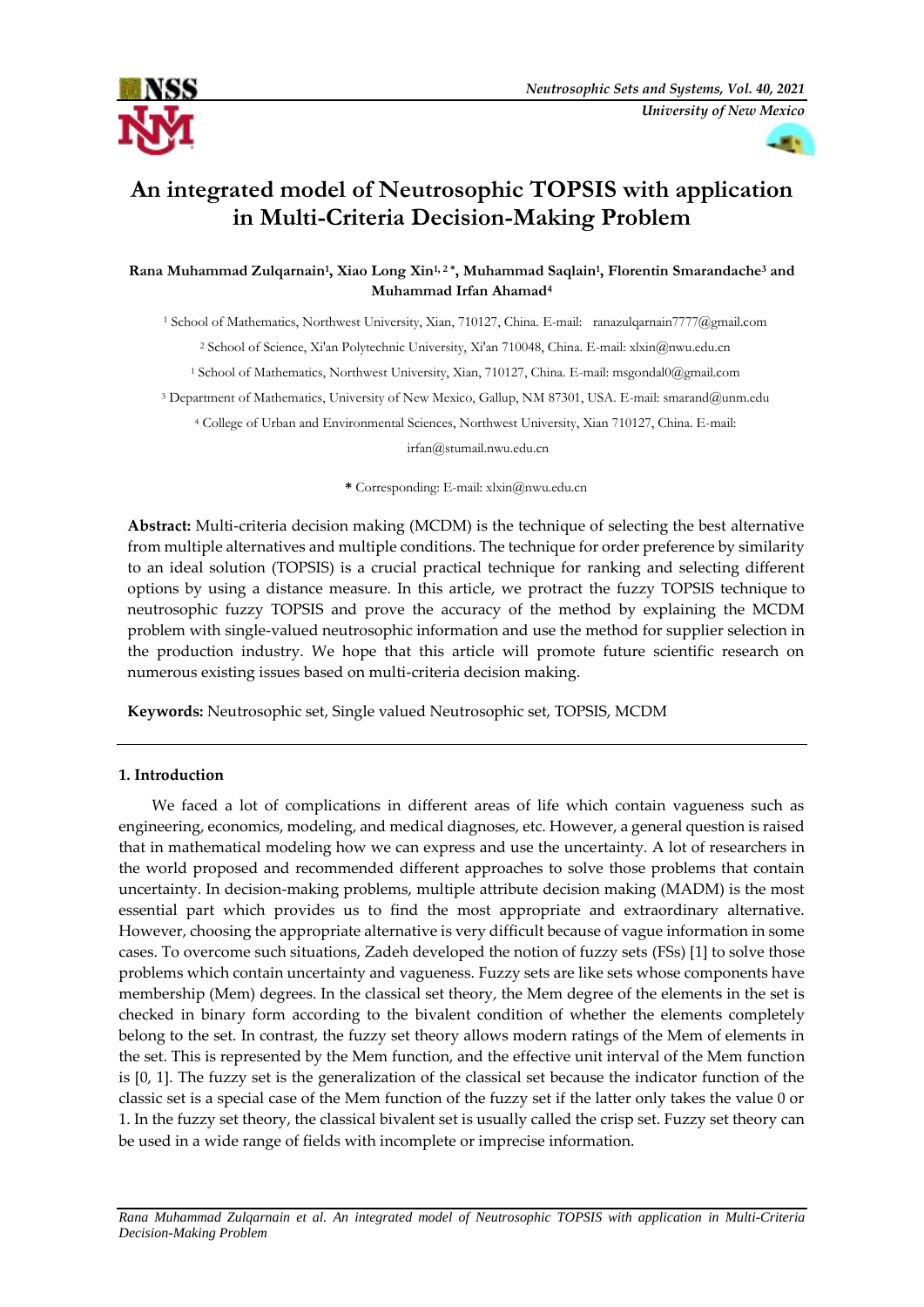# An integrated model of Neutrosophic TOPSIS with application in Multi-Criteria Decision-Making Problem

**Rana Muhammad Zulqarnain[1], Xiao Long Xin[1, 2 *], Muhammad Saqlain[1], Florentin Smarandache[3] and Muhammad Irfan Ahamad[4]**

[1] School of Mathematics, Northwest University, Xian, 710127, China. E-mail: ranazulqarnain7777@gmail.com

[2] School of Science, Xi'an Polytechnic University, Xi'an 710048, China. E-mail: xlxin@nwu.edu.cn

[1] School of Mathematics, Northwest University, Xian, 710127, China. E-mail: msgondal0@gmail.com

[3] Department of Mathematics, University of New Mexico, Gallup, NM 87301, USA. E-mail: smarand@unm.edu

[4] College of Urban and Environmental Sciences, Northwest University, Xian 710127, China. E-mail: irfan@stumail.nwu.edu.cn

**\*** Corresponding: E-mail: xlxin@nwu.edu.cn

**Abstract:** Multi-criteria decision making (MCDM) is the technique of selecting the best alternative from multiple alternatives and multiple conditions. The technique for order preference by similarity to an ideal solution (TOPSIS) is a crucial practical technique for ranking and selecting different options by using a distance measure. In this article, we protract the fuzzy TOPSIS technique to neutrosophic fuzzy TOPSIS and prove the accuracy of the method by explaining the MCDM problem with single-valued neutrosophic information and use the method for supplier selection in the production industry. We hope that this article will promote future scientific research on numerous existing issues based on multi-criteria decision making.

**Keywords:** Neutrosophic set, Single valued Neutrosophic set, TOPSIS, MCDM

## 1. Introduction

We faced a lot of complications in different areas of life which contain vagueness such as engineering, economics, modeling, and medical diagnoses, etc. However, a general question is raised that in mathematical modeling how we can express and use the uncertainty. A lot of researchers in the world proposed and recommended different approaches to solve those problems that contain uncertainty. In decision-making problems, multiple attribute decision making (MADM) is the most essential part which provides us to find the most appropriate and extraordinary alternative. However, choosing the appropriate alternative is very difficult because of vague information in some cases. To overcome such situations, Zadeh developed the notion of fuzzy sets (FSs) [1] to solve those problems which contain uncertainty and vagueness. Fuzzy sets are like sets whose components have membership (Mem) degrees. In the classical set theory, the Mem degree of the elements in the set is checked in binary form according to the bivalent condition of whether the elements completely belong to the set. In contrast, the fuzzy set theory allows modern ratings of the Mem of elements in the set. This is represented by the Mem function, and the effective unit interval of the Mem function is [0, 1]. The fuzzy set is the generalization of the classical set because the indicator function of the classic set is a special case of the Mem function of the fuzzy set if the latter only takes the value 0 or 1. In the fuzzy set theory, the classical bivalent set is usually called the crisp set. Fuzzy set theory can be used in a wide range of fields with incomplete or imprecise information.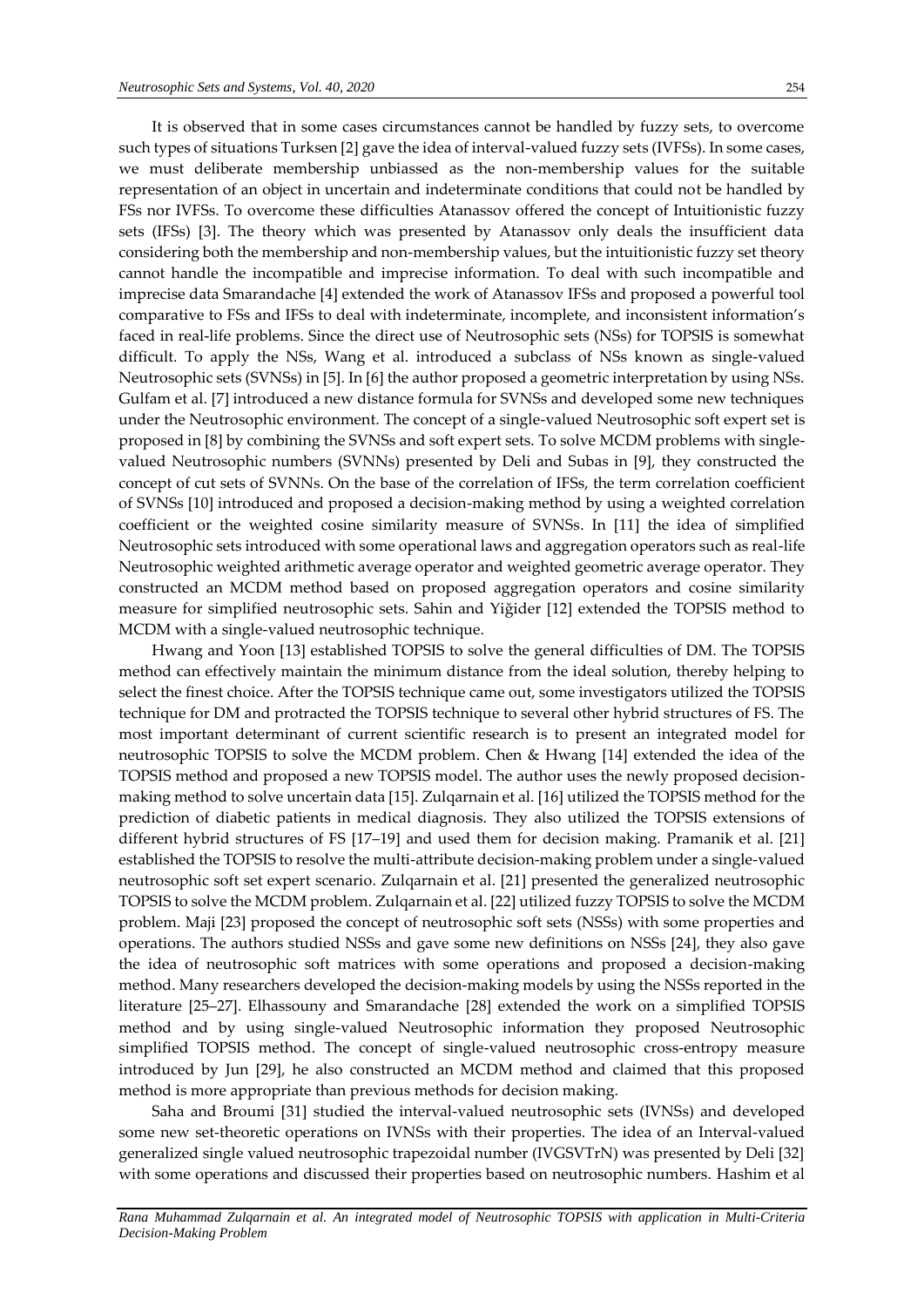It is observed that in some cases circumstances cannot be handled by fuzzy sets, to overcome such types of situations Turksen [2] gave the idea of interval-valued fuzzy sets (IVFSs). In some cases, we must deliberate membership unbiassed as the non-membership values for the suitable representation of an object in uncertain and indeterminate conditions that could not be handled by FSs nor IVFSs. To overcome these difficulties Atanassov offered the concept of Intuitionistic fuzzy sets (IFSs) [3]. The theory which was presented by Atanassov only deals the insufficient data considering both the membership and non-membership values, but the intuitionistic fuzzy set theory cannot handle the incompatible and imprecise information. To deal with such incompatible and imprecise data Smarandache [4] extended the work of Atanassov IFSs and proposed a powerful tool comparative to FSs and IFSs to deal with indeterminate, incomplete, and inconsistent information's faced in real-life problems. Since the direct use of Neutrosophic sets (NSs) for TOPSIS is somewhat difficult. To apply the NSs, Wang et al. introduced a subclass of NSs known as single-valued Neutrosophic sets (SVNSs) in [5]. In [6] the author proposed a geometric interpretation by using NSs. Gulfam et al. [7] introduced a new distance formula for SVNSs and developed some new techniques under the Neutrosophic environment. The concept of a single-valued Neutrosophic soft expert set is proposed in [8] by combining the SVNSs and soft expert sets. To solve MCDM problems with single-valued Neutrosophic numbers (SVNNs) presented by Deli and Subas in [9], they constructed the concept of cut sets of SVNNs. On the base of the correlation of IFSs, the term correlation coefficient of SVNSs [10] introduced and proposed a decision-making method by using a weighted correlation coefficient or the weighted cosine similarity measure of SVNSs. In [11] the idea of simplified Neutrosophic sets introduced with some operational laws and aggregation operators such as real-life Neutrosophic weighted arithmetic average operator and weighted geometric average operator. They constructed an MCDM method based on proposed aggregation operators and cosine similarity measure for simplified neutrosophic sets. Sahin and Yiğider [12] extended the TOPSIS method to MCDM with a single-valued neutrosophic technique.

Hwang and Yoon [13] established TOPSIS to solve the general difficulties of DM. The TOPSIS method can effectively maintain the minimum distance from the ideal solution, thereby helping to select the finest choice. After the TOPSIS technique came out, some investigators utilized the TOPSIS technique for DM and protracted the TOPSIS technique to several other hybrid structures of FS. The most important determinant of current scientific research is to present an integrated model for neutrosophic TOPSIS to solve the MCDM problem. Chen & Hwang [14] extended the idea of the TOPSIS method and proposed a new TOPSIS model. The author uses the newly proposed decision-making method to solve uncertain data [15]. Zulqarnain et al. [16] utilized the TOPSIS method for the prediction of diabetic patients in medical diagnosis. They also utilized the TOPSIS extensions of different hybrid structures of FS [17–19] and used them for decision making. Pramanik et al. [21] established the TOPSIS to resolve the multi-attribute decision-making problem under a single-valued neutrosophic soft set expert scenario. Zulqarnain et al. [21] presented the generalized neutrosophic TOPSIS to solve the MCDM problem. Zulqarnain et al. [22] utilized fuzzy TOPSIS to solve the MCDM problem. Maji [23] proposed the concept of neutrosophic soft sets (NSSs) with some properties and operations. The authors studied NSSs and gave some new definitions on NSSs [24], they also gave the idea of neutrosophic soft matrices with some operations and proposed a decision-making method. Many researchers developed the decision-making models by using the NSSs reported in the literature [25–27]. Elhassouny and Smarandache [28] extended the work on a simplified TOPSIS method and by using single-valued Neutrosophic information they proposed Neutrosophic simplified TOPSIS method. The concept of single-valued neutrosophic cross-entropy measure introduced by Jun [29], he also constructed an MCDM method and claimed that this proposed method is more appropriate than previous methods for decision making.

Saha and Broumi [31] studied the interval-valued neutrosophic sets (IVNSs) and developed some new set-theoretic operations on IVNSs with their properties. The idea of an Interval-valued generalized single valued neutrosophic trapezoidal number (IVGSVTrN) was presented by Deli [32] with some operations and discussed their properties based on neutrosophic numbers. Hashim et al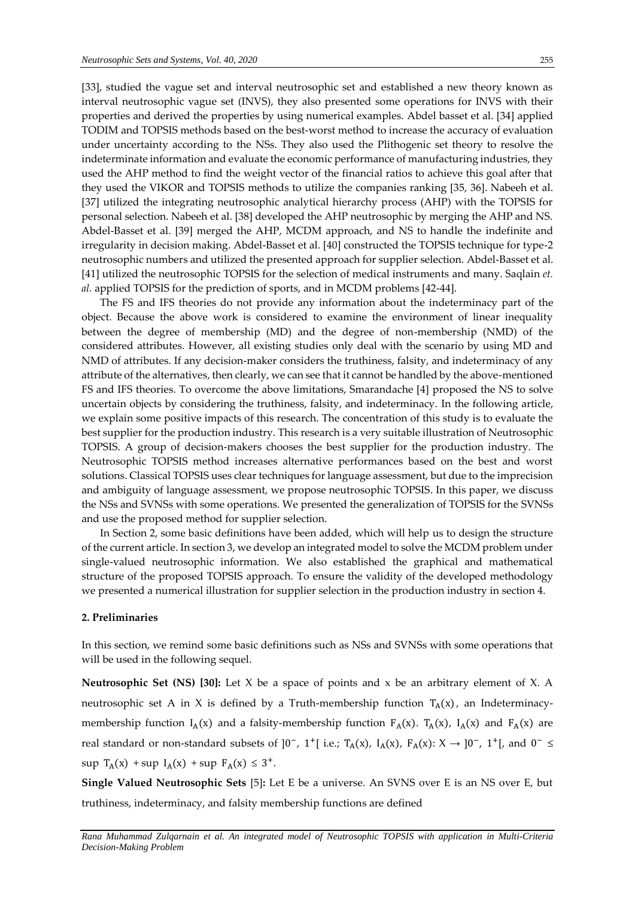[33], studied the vague set and interval neutrosophic set and established a new theory known as interval neutrosophic vague set (INVS), they also presented some operations for INVS with their properties and derived the properties by using numerical examples. Abdel basset et al. [34] applied TODIM and TOPSIS methods based on the best-worst method to increase the accuracy of evaluation under uncertainty according to the NSs. They also used the Plithogenic set theory to resolve the indeterminate information and evaluate the economic performance of manufacturing industries, they used the AHP method to find the weight vector of the financial ratios to achieve this goal after that they used the VIKOR and TOPSIS methods to utilize the companies ranking [35, 36]. Nabeeh et al. [37] utilized the integrating neutrosophic analytical hierarchy process (AHP) with the TOPSIS for personal selection. Nabeeh et al. [38] developed the AHP neutrosophic by merging the AHP and NS. Abdel-Basset et al. [39] merged the AHP, MCDM approach, and NS to handle the indefinite and irregularity in decision making. Abdel-Basset et al. [40] constructed the TOPSIS technique for type-2 neutrosophic numbers and utilized the presented approach for supplier selection. Abdel-Basset et al. [41] utilized the neutrosophic TOPSIS for the selection of medical instruments and many. Saqlain *et. al.* applied TOPSIS for the prediction of sports, and in MCDM problems [42-44].

The FS and IFS theories do not provide any information about the indeterminacy part of the object. Because the above work is considered to examine the environment of linear inequality between the degree of membership (MD) and the degree of non-membership (NMD) of the considered attributes. However, all existing studies only deal with the scenario by using MD and NMD of attributes. If any decision-maker considers the truthiness, falsity, and indeterminacy of any attribute of the alternatives, then clearly, we can see that it cannot be handled by the above-mentioned FS and IFS theories. To overcome the above limitations, Smarandache [4] proposed the NS to solve uncertain objects by considering the truthiness, falsity, and indeterminacy. In the following article, we explain some positive impacts of this research. The concentration of this study is to evaluate the best supplier for the production industry. This research is a very suitable illustration of Neutrosophic TOPSIS. A group of decision-makers chooses the best supplier for the production industry. The Neutrosophic TOPSIS method increases alternative performances based on the best and worst solutions. Classical TOPSIS uses clear techniques for language assessment, but due to the imprecision and ambiguity of language assessment, we propose neutrosophic TOPSIS. In this paper, we discuss the NSs and SVNSs with some operations. We presented the generalization of TOPSIS for the SVNSs and use the proposed method for supplier selection.

In Section 2, some basic definitions have been added, which will help us to design the structure of the current article. In section 3, we develop an integrated model to solve the MCDM problem under single-valued neutrosophic information. We also established the graphical and mathematical structure of the proposed TOPSIS approach. To ensure the validity of the developed methodology we presented a numerical illustration for supplier selection in the production industry in section 4.

## 2. Preliminaries

In this section, we remind some basic definitions such as NSs and SVNSs with some operations that will be used in the following sequel.

**Neutrosophic Set (NS) [30]:** Let X be a space of points and x be an arbitrary element of X. A neutrosophic set A in X is defined by a Truth-membership function $T_A(x)$, an Indeterminacy-membership function $I_A(x)$ and a falsity-membership function $F_A(x)$. $T_A(x)$, $I_A(x)$ and $F_A(x)$ are real standard or non-standard subsets of $]0^-, 1^+[$ i.e.; $T_A(x), I_A(x), F_A(x) \colon X \to ]0^-, 1^+[$, and $0^- \leq \sup T_A(x) + \sup I_A(x) + \sup F_A(x) \leq 3^+$.

**Single Valued Neutrosophic Sets** [5]**:** Let E be a universe. An SVNS over E is an NS over E, but truthiness, indeterminacy, and falsity membership functions are defined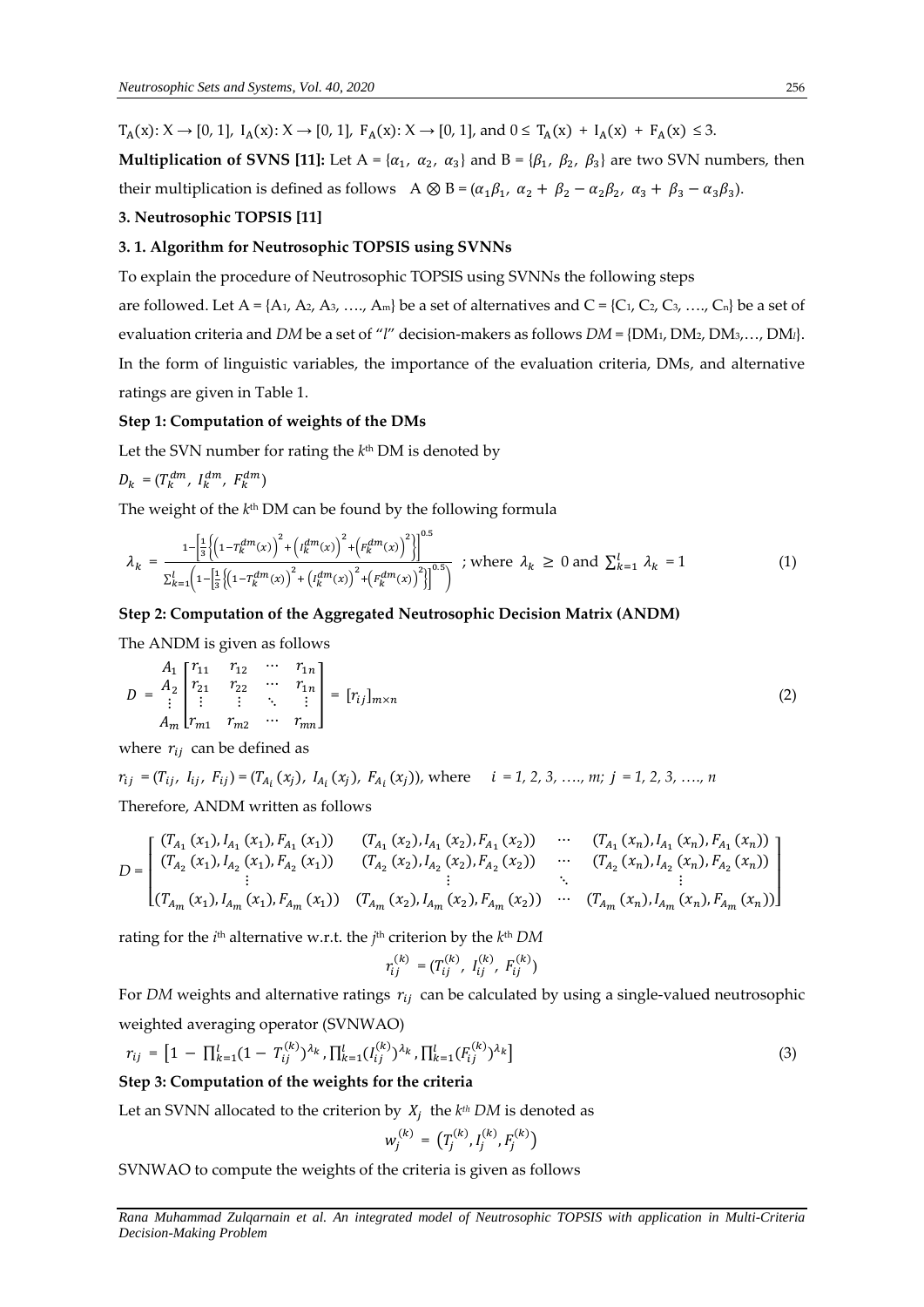$T_A(x): X \rightarrow [0, 1]$, $I_A(x): X \rightarrow [0, 1]$, $F_A(x): X \rightarrow [0, 1]$, and $0 \leq T_A(x) + I_A(x) + F_A(x) \leq 3$.

**Multiplication of SVNS [11]:** Let A = $\{\alpha_1, \alpha_2, \alpha_3\}$ and B = $\{\beta_1, \beta_2, \beta_3\}$ are two SVN numbers, then their multiplication is defined as follows $A \otimes B = (\alpha_1\beta_1, \alpha_2 + \beta_2 - \alpha_2\beta_2, \alpha_3 + \beta_3 - \alpha_3\beta_3)$.

**3. Neutrosophic TOPSIS [11]**

**3. 1. Algorithm for Neutrosophic TOPSIS using SVNNs**

To explain the procedure of Neutrosophic TOPSIS using SVNNs the following steps are followed. Let A = {$A_1$, $A_2$, $A_3$, …., $A_m$} be a set of alternatives and C = {$C_1$, $C_2$, $C_3$, …., $C_n$} be a set of evaluation criteria and *DM* be a set of "*l*" decision-makers as follows *DM* = {$DM_1$, $DM_2$, $DM_3$,…, $DM_l$}. In the form of linguistic variables, the importance of the evaluation criteria, DMs, and alternative ratings are given in Table 1.

**Step 1: Computation of weights of the DMs**

Let the SVN number for rating the $k^{th}$ DM is denoted by

$D_k = (T_k^{dm}, I_k^{dm}, F_k^{dm})$

The weight of the $k^{th}$ DM can be found by the following formula

$$\lambda_k = \frac{1-\left[\frac{1}{3}\left\{\left(1-T_k^{dm}(x)\right)^2+\left(I_k^{dm}(x)\right)^2+\left(F_k^{dm}(x)\right)^2\right\}\right]^{0.5}}{\sum_{k=1}^{l}\left(1-\left[\frac{1}{3}\left\{\left(1-T_k^{dm}(x)\right)^2+\left(I_k^{dm}(x)\right)^2+\left(F_k^{dm}(x)\right)^2\right\}\right]^{0.5}\right)} \text{ ; where } \lambda_k \geq 0 \text{ and } \sum_{k=1}^{l}\lambda_k = 1 \quad (1)$$

**Step 2: Computation of the Aggregated Neutrosophic Decision Matrix (ANDM)**

The ANDM is given as follows

$$D = \begin{matrix} A_1 \\ A_2 \\ \vdots \\ A_m \end{matrix}\begin{bmatrix} r_{11} & r_{12} & \cdots & r_{1n} \\ r_{21} & r_{22} & \cdots & r_{1n} \\ \vdots & \vdots & \ddots & \vdots \\ r_{m1} & r_{m2} & \cdots & r_{mn} \end{bmatrix} = [r_{ij}]_{m \times n} \quad (2)$$

where $r_{ij}$ can be defined as

$r_{ij} = (T_{ij}, I_{ij}, F_{ij}) = (T_{A_i}(x_j), I_{A_i}(x_j), F_{A_i}(x_j))$, where $i = 1, 2, 3, …., m$; $j = 1, 2, 3, …., n$

Therefore, ANDM written as follows

$$D = \begin{bmatrix} (T_{A_1}(x_1), I_{A_1}(x_1), F_{A_1}(x_1)) & (T_{A_1}(x_2), I_{A_1}(x_2), F_{A_1}(x_2)) & \cdots & (T_{A_1}(x_n), I_{A_1}(x_n), F_{A_1}(x_n)) \\ (T_{A_2}(x_1), I_{A_2}(x_1), F_{A_2}(x_1)) & (T_{A_2}(x_2), I_{A_2}(x_2), F_{A_2}(x_2)) & \cdots & (T_{A_2}(x_n), I_{A_2}(x_n), F_{A_2}(x_n)) \\ \vdots & \vdots & \ddots & \vdots \\ (T_{A_m}(x_1), I_{A_m}(x_1), F_{A_m}(x_1)) & (T_{A_m}(x_2), I_{A_m}(x_2), F_{A_m}(x_2)) & \cdots & (T_{A_m}(x_n), I_{A_m}(x_n), F_{A_m}(x_n)) \end{bmatrix}$$

rating for the $i^{th}$ alternative w.r.t. the $j^{th}$ criterion by the $k^{th}$ *DM*

$$r_{ij}^{(k)} = (T_{ij}^{(k)}, I_{ij}^{(k)}, F_{ij}^{(k)})$$

For *DM* weights and alternative ratings $r_{ij}$ can be calculated by using a single-valued neutrosophic weighted averaging operator (SVNWAO)

$$r_{ij} = \left[1 - \prod_{k=1}^{l}(1 - T_{ij}^{(k)})^{\lambda_k}, \prod_{k=1}^{l}(I_{ij}^{(k)})^{\lambda_k}, \prod_{k=1}^{l}(F_{ij}^{(k)})^{\lambda_k}\right] \quad (3)$$

**Step 3: Computation of the weights for the criteria**

Let an SVNN allocated to the criterion by $X_j$ the $k^{th}$ *DM* is denoted as

$$w_j^{(k)} = \left(T_j^{(k)}, I_j^{(k)}, F_j^{(k)}\right)$$

SVNWAO to compute the weights of the criteria is given as follows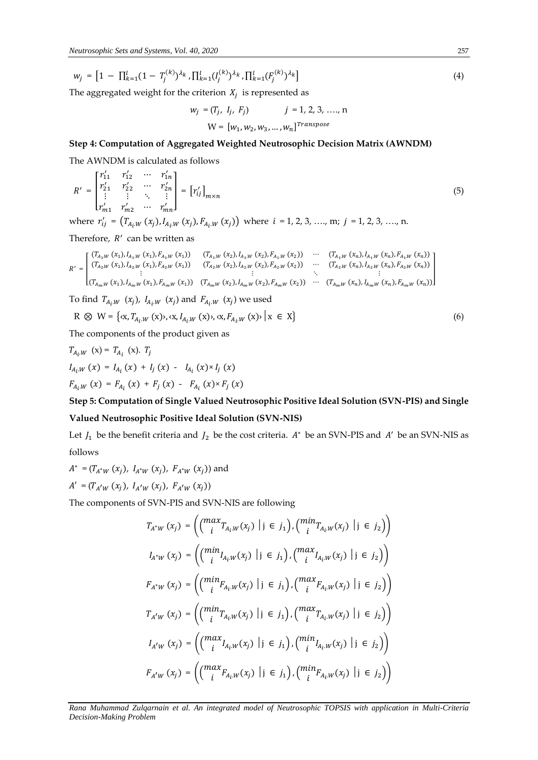$$w_j = \left[1 - \prod_{k=1}^{l}(1 - T_j^{(k)})^{\lambda_k}, \prod_{k=1}^{l}(I_j^{(k)})^{\lambda_k}, \prod_{k=1}^{l}(F_j^{(k)})^{\lambda_k}\right] \tag{4}$$

The aggregated weight for the criterion $X_j$ is represented as

$$w_j = (T_j,\ I_j,\ F_j) \qquad j = 1, 2, 3, \ldots, n$$

$$W = [w_1, w_2, w_3, \ldots, w_n]^{Transpose}$$

**Step 4: Computation of Aggregated Weighted Neutrosophic Decision Matrix (AWNDM)**

The AWNDM is calculated as follows

$$R' = \begin{bmatrix} r'_{11} & r'_{12} & \cdots & r'_{1n} \\ r'_{21} & r'_{22} & \cdots & r'_{2n} \\ \vdots & \vdots & \ddots & \vdots \\ r'_{m1} & r'_{m2} & \cdots & r'_{mn} \end{bmatrix} = \left[r'_{ij}\right]_{m\times n} \tag{5}$$

where $r'_{ij} = \left(T_{A_i.W}(x_j), I_{A_i.W}(x_j), F_{A_i.W}(x_j)\right)$ where $i = 1, 2, 3, \ldots, m$; $j = 1, 2, 3, \ldots, n$.

Therefore, $R'$ can be written as

$$R' = \begin{bmatrix} (T_{A_1.W}(x_1), I_{A_1.W}(x_1), F_{A_1.W}(x_1)) & (T_{A_1.W}(x_2), I_{A_1.W}(x_2), F_{A_1.W}(x_2)) & \cdots & (T_{A_1.W}(x_n), I_{A_1.W}(x_n), F_{A_1.W}(x_n)) \\ (T_{A_2.W}(x_1), I_{A_2.W}(x_1), F_{A_2.W}(x_1)) & (T_{A_2.W}(x_2), I_{A_2.W}(x_2), F_{A_2.W}(x_2)) & \cdots & (T_{A_2.W}(x_n), I_{A_2.W}(x_n), F_{A_2.W}(x_n)) \\ \vdots & \vdots & \ddots & \vdots \\ (T_{A_m.W}(x_1), I_{A_m.W}(x_1), F_{A_m.W}(x_1)) & (T_{A_m.W}(x_2), I_{A_m.W}(x_2), F_{A_m.W}(x_2)) & \cdots & (T_{A_m.W}(x_n), I_{A_m.W}(x_n), F_{A_m.W}(x_n)) \end{bmatrix}$$

To find $T_{A_i.W}(x_j)$, $I_{A_i.W}(x_j)$ and $F_{A_i.W}(x_j)$ we used

$$R \otimes W = \left\{\langle x, T_{A_i.W}(x)\rangle, \langle x, I_{A_i.W}(x)\rangle, \langle x, F_{A_i.W}(x)\rangle \,\middle|\, x \in X\right\} \tag{6}$$

The components of the product given as

$T_{A_i.W}(x) = T_{A_i}(x).\ T_j$

$I_{A_i.W}(x) = I_{A_i}(x) + I_j(x) - I_{A_i}(x)\times I_j(x)$

$F_{A_i.W}(x) = F_{A_i}(x) + F_j(x) - F_{A_i}(x)\times F_j(x)$

**Step 5: Computation of Single Valued Neutrosophic Positive Ideal Solution (SVN-PIS) and Single Valued Neutrosophic Positive Ideal Solution (SVN-NIS)**

Let $J_1$ be the benefit criteria and $J_2$ be the cost criteria. $A^*$ be an SVN-PIS and $A'$ be an SVN-NIS as follows

$A^* = (T_{A^*W}(x_j),\ I_{A^*W}(x_j),\ F_{A^*W}(x_j))$ and

$A' = (T_{A'W}(x_j),\ I_{A'W}(x_j),\ F_{A'W}(x_j))$

The components of SVN-PIS and SVN-NIS are following

$$T_{A^*W}(x_j) = \left(\left(\max_i T_{A_i.W}(x_j) \,\middle|\, j \in j_1\right), \left(\min_i T_{A_i.W}(x_j) \,\middle|\, j \in j_2\right)\right)$$

$$I_{A^*W}(x_j) = \left(\left(\min_i I_{A_i.W}(x_j) \,\middle|\, j \in j_1\right), \left(\max_i I_{A_i.W}(x_j) \,\middle|\, j \in j_2\right)\right)$$

$$F_{A^*W}(x_j) = \left(\left(\min_i F_{A_i.W}(x_j) \,\middle|\, j \in j_1\right), \left(\max_i F_{A_i.W}(x_j) \,\middle|\, j \in j_2\right)\right)$$

$$T_{A'W}(x_j) = \left(\left(\min_i T_{A_i.W}(x_j) \,\middle|\, j \in j_1\right), \left(\max_i T_{A_i.W}(x_j) \,\middle|\, j \in j_2\right)\right)$$

$$I_{A'W}(x_j) = \left(\left(\max_i I_{A_i.W}(x_j) \,\middle|\, j \in j_1\right), \left(\min_i I_{A_i.W}(x_j) \,\middle|\, j \in j_2\right)\right)$$

$$F_{A'W}(x_j) = \left(\left(\max_i F_{A_i.W}(x_j) \,\middle|\, j \in j_1\right), \left(\min_i F_{A_i.W}(x_j) \,\middle|\, j \in j_2\right)\right)$$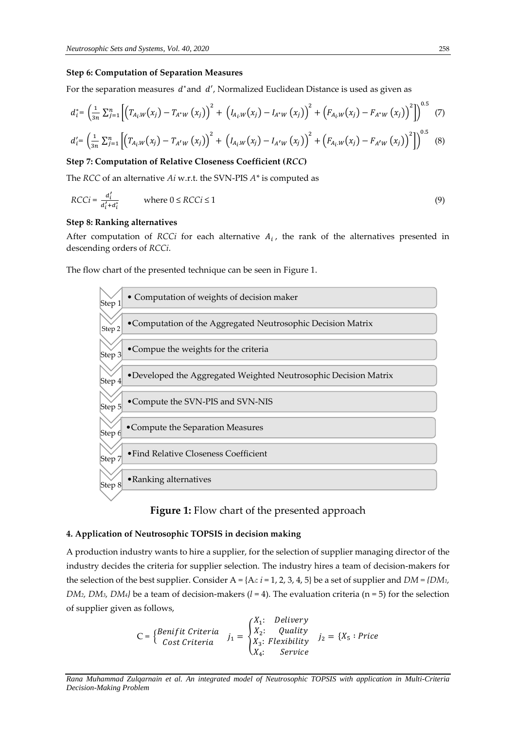**Step 6: Computation of Separation Measures**

For the separation measures $d^*$ and $d'$, Normalized Euclidean Distance is used as given as

$$d_i^* = \left(\frac{1}{3n}\sum_{j=1}^{n}\left[\left(T_{A_i.W}(x_j) - T_{A^*W}(x_j)\right)^2 + \left(I_{A_i.W}(x_j) - I_{A^*W}(x_j)\right)^2 + \left(F_{A_i.W}(x_j) - F_{A^*W}(x_j)\right)^2\right]\right)^{0.5} \quad (7)$$

$$d_i' = \left(\frac{1}{3n}\sum_{j=1}^{n}\left[\left(T_{A_i.W}(x_j) - T_{A'W}(x_j)\right)^2 + \left(I_{A_i.W}(x_j) - I_{A'W}(x_j)\right)^2 + \left(F_{A_i.W}(x_j) - F_{A'W}(x_j)\right)^2\right]\right)^{0.5} \quad (8)$$

**Step 7: Computation of Relative Closeness Coefficient (*RCC*)**

The *RCC* of an alternative *Ai* w.r.t. the SVN-PIS $A^*$ is computed as

$$RCCi = \frac{d_i'}{d_i' + d_i^*} \qquad \text{where } 0 \le RCCi \le 1 \quad (9)$$

**Step 8: Ranking alternatives**

After computation of *RCCi* for each alternative $A_i$, the rank of the alternatives presented in descending orders of *RCCi*.

The flow chart of the presented technique can be seen in Figure 1.

- Step 1 • Computation of weights of decision maker
- Step 2 • Computation of the Aggregated Neutrosophic Decision Matrix
- Step 3 • Compue the weights for the criteria
- Step 4 • Developed the Aggregated Weighted Neutrosophic Decision Matrix
- Step 5 • Compute the SVN-PIS and SVN-NIS
- Step 6 • Compute the Separation Measures
- Step 7 • Find Relative Closeness Coefficient
- Step 8 • Ranking alternatives

**Figure 1:** Flow chart of the presented approach

#### 4. Application of Neutrosophic TOPSIS in decision making

A production industry wants to hire a supplier, for the selection of supplier managing director of the industry decides the criteria for supplier selection. The industry hires a team of decision-makers for the selection of the best supplier. Consider A = {$A_i$: *i* = 1, 2, 3, 4, 5} be a set of supplier and *DM = {$DM_1$, $DM_2$, $DM_3$, $DM_4$}* be a team of decision-makers (*l* = 4). The evaluation criteria (n = 5) for the selection of supplier given as follows,

$$C = \begin{cases} Benifit\ Criteria \\ Cost\ Criteria \end{cases} \quad j_1 = \begin{cases} X_1: & Delivery \\ X_2: & Quality \\ X_3: & Flexibility \\ X_4: & Service \end{cases} \quad j_2 = \{X_5 : Price$$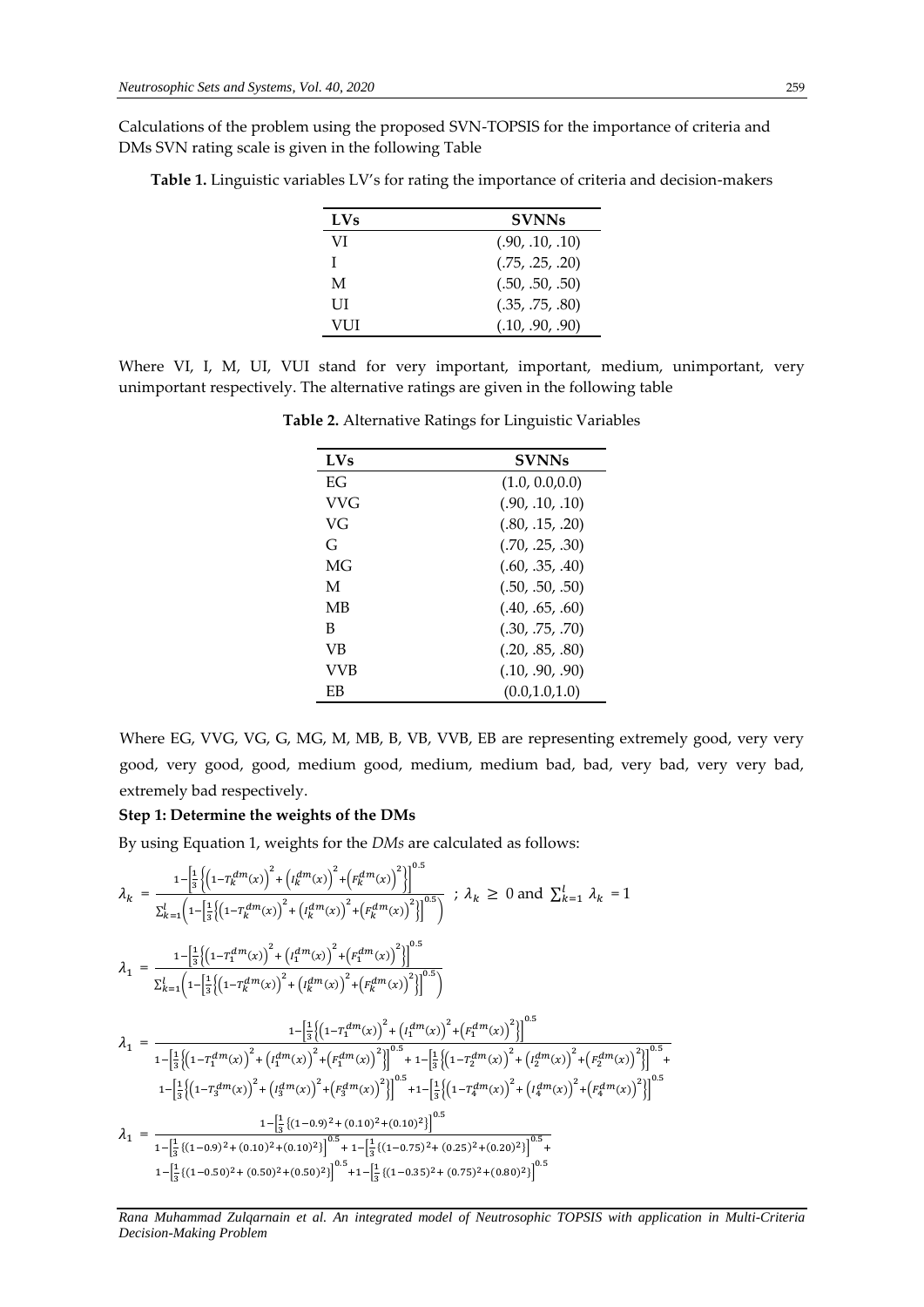Calculations of the problem using the proposed SVN-TOPSIS for the importance of criteria and DMs SVN rating scale is given in the following Table

**Table 1.** Linguistic variables LV's for rating the importance of criteria and decision-makers

| LVs | SVNNs |
|---|---|
| VI | (.90, .10, .10) |
| I | (.75, .25, .20) |
| M | (.50, .50, .50) |
| UI | (.35, .75, .80) |
| VUI | (.10, .90, .90) |

Where VI, I, M, UI, VUI stand for very important, important, medium, unimportant, very unimportant respectively. The alternative ratings are given in the following table

**Table 2.** Alternative Ratings for Linguistic Variables

| LVs | SVNNs |
|---|---|
| EG | (1.0, 0.0,0.0) |
| VVG | (.90, .10, .10) |
| VG | (.80, .15, .20) |
| G | (.70, .25, .30) |
| MG | (.60, .35, .40) |
| M | (.50, .50, .50) |
| MB | (.40, .65, .60) |
| B | (.30, .75, .70) |
| VB | (.20, .85, .80) |
| VVB | (.10, .90, .90) |
| EB | (0.0,1.0,1.0) |

Where EG, VVG, VG, G, MG, M, MB, B, VB, VVB, EB are representing extremely good, very very good, very good, good, medium good, medium, medium bad, bad, very bad, very very bad, extremely bad respectively.

**Step 1: Determine the weights of the DMs**

By using Equation 1, weights for the *DMs* are calculated as follows:

$$\lambda_k = \frac{1-\left[\frac{1}{3}\left\{\left(1-T_k^{dm}(x)\right)^2+\left(I_k^{dm}(x)\right)^2+\left(F_k^{dm}(x)\right)^2\right\}\right]^{0.5}}{\sum_{k=1}^{l}\left(1-\left[\frac{1}{3}\left\{\left(1-T_k^{dm}(x)\right)^2+\left(I_k^{dm}(x)\right)^2+\left(F_k^{dm}(x)\right)^2\right\}\right]^{0.5}\right)} \;;\; \lambda_k \geq 0 \text{ and } \sum_{k=1}^{l}\lambda_k = 1$$

$$\lambda_1 = \frac{1-\left[\frac{1}{3}\left\{\left(1-T_1^{dm}(x)\right)^2+\left(I_1^{dm}(x)\right)^2+\left(F_1^{dm}(x)\right)^2\right\}\right]^{0.5}}{\sum_{k=1}^{l}\left(1-\left[\frac{1}{3}\left\{\left(1-T_k^{dm}(x)\right)^2+\left(I_k^{dm}(x)\right)^2+\left(F_k^{dm}(x)\right)^2\right\}\right]^{0.5}\right)}$$

$$\lambda_1 = \frac{1-\left[\frac{1}{3}\left\{\left(1-T_1^{dm}(x)\right)^2+\left(I_1^{dm}(x)\right)^2+\left(F_1^{dm}(x)\right)^2\right\}\right]^{0.5}}{\begin{array}{c}1-\left[\frac{1}{3}\left\{\left(1-T_1^{dm}(x)\right)^2+\left(I_1^{dm}(x)\right)^2+\left(F_1^{dm}(x)\right)^2\right\}\right]^{0.5}+1-\left[\frac{1}{3}\left\{\left(1-T_2^{dm}(x)\right)^2+\left(I_2^{dm}(x)\right)^2+\left(F_2^{dm}(x)\right)^2\right\}\right]^{0.5}+\\ 1-\left[\frac{1}{3}\left\{\left(1-T_3^{dm}(x)\right)^2+\left(I_3^{dm}(x)\right)^2+\left(F_3^{dm}(x)\right)^2\right\}\right]^{0.5}+1-\left[\frac{1}{3}\left\{\left(1-T_4^{dm}(x)\right)^2+\left(I_4^{dm}(x)\right)^2+\left(F_4^{dm}(x)\right)^2\right\}\right]^{0.5}\end{array}}$$

$$\lambda_1 = \frac{1-\left[\frac{1}{3}\left\{(1-0.9)^2+(0.10)^2+(0.10)^2\right\}\right]^{0.5}}{\begin{array}{c}1-\left[\frac{1}{3}\left\{(1-0.9)^2+(0.10)^2+(0.10)^2\right\}\right]^{0.5}+1-\left[\frac{1}{3}\left\{(1-0.75)^2+(0.25)^2+(0.20)^2\right\}\right]^{0.5}+\\ 1-\left[\frac{1}{3}\left\{(1-0.50)^2+(0.50)^2+(0.50)^2\right\}\right]^{0.5}+1-\left[\frac{1}{3}\left\{(1-0.35)^2+(0.75)^2+(0.80)^2\right\}\right]^{0.5}\end{array}}$$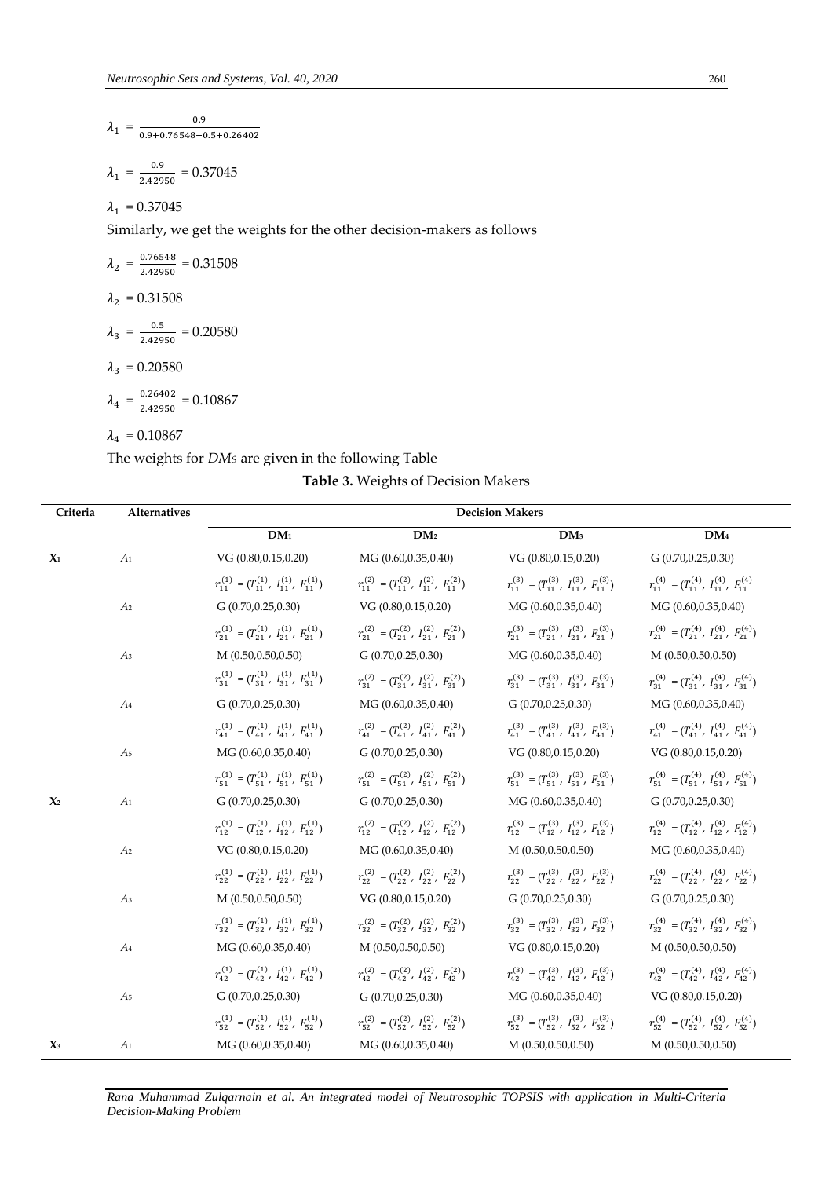$$\lambda_1 = \frac{0.9}{0.9+0.76548+0.5+0.26402}$$

$$\lambda_1 = \frac{0.9}{2.42950} = 0.37045$$

$\lambda_1 = 0.37045$

Similarly, we get the weights for the other decision-makers as follows

$$\lambda_2 = \frac{0.76548}{2.42950} = 0.31508$$

$\lambda_2 = 0.31508$

$$\lambda_3 = \frac{0.5}{2.42950} = 0.20580$$

$\lambda_3 = 0.20580$

$$\lambda_4 = \frac{0.26402}{2.42950} = 0.10867$$

$\lambda_4 = 0.10867$

The weights for *DMs* are given in the following Table

**Table 3.** Weights of Decision Makers

| Criteria | Alternatives | Decision Makers | | | |
|---|---|---|---|---|---|
| | | **DM₁** | **DM₂** | **DM₃** | **DM₄** |
| $X_1$ | $A_1$ | VG (0.80,0.15,0.20) | MG (0.60,0.35,0.40) | VG (0.80,0.15,0.20) | G (0.70,0.25,0.30) |
| | | $r_{11}^{(1)} = (T_{11}^{(1)}, I_{11}^{(1)}, F_{11}^{(1)})$ | $r_{11}^{(2)} = (T_{11}^{(2)}, I_{11}^{(2)}, F_{11}^{(2)})$ | $r_{11}^{(3)} = (T_{11}^{(3)}, I_{11}^{(3)}, F_{11}^{(3)})$ | $r_{11}^{(4)} = (T_{11}^{(4)}, I_{11}^{(4)}, F_{11}^{(4)}$ |
| | $A_2$ | G (0.70,0.25,0.30) | VG (0.80,0.15,0.20) | MG (0.60,0.35,0.40) | MG (0.60,0.35,0.40) |
| | | $r_{21}^{(1)} = (T_{21}^{(1)}, I_{21}^{(1)}, F_{21}^{(1)})$ | $r_{21}^{(2)} = (T_{21}^{(2)}, I_{21}^{(2)}, F_{21}^{(2)})$ | $r_{21}^{(3)} = (T_{21}^{(3)}, I_{21}^{(3)}, F_{21}^{(3)})$ | $r_{21}^{(4)} = (T_{21}^{(4)}, I_{21}^{(4)}, F_{21}^{(4)})$ |
| | $A_3$ | M (0.50,0.50,0.50) | G (0.70,0.25,0.30) | MG (0.60,0.35,0.40) | M (0.50,0.50,0.50) |
| | | $r_{31}^{(1)} = (T_{31}^{(1)}, I_{31}^{(1)}, F_{31}^{(1)})$ | $r_{31}^{(2)} = (T_{31}^{(2)}, I_{31}^{(2)}, F_{31}^{(2)})$ | $r_{31}^{(3)} = (T_{31}^{(3)}, I_{31}^{(3)}, F_{31}^{(3)})$ | $r_{31}^{(4)} = (T_{31}^{(4)}, I_{31}^{(4)}, F_{31}^{(4)})$ |
| | $A_4$ | G (0.70,0.25,0.30) | MG (0.60,0.35,0.40) | G (0.70,0.25,0.30) | MG (0.60,0.35,0.40) |
| | | $r_{41}^{(1)} = (T_{41}^{(1)}, I_{41}^{(1)}, F_{41}^{(1)})$ | $r_{41}^{(2)} = (T_{41}^{(2)}, I_{41}^{(2)}, F_{41}^{(2)})$ | $r_{41}^{(3)} = (T_{41}^{(3)}, I_{41}^{(3)}, F_{41}^{(3)})$ | $r_{41}^{(4)} = (T_{41}^{(4)}, I_{41}^{(4)}, F_{41}^{(4)})$ |
| | $A_5$ | MG (0.60,0.35,0.40) | G (0.70,0.25,0.30) | VG (0.80,0.15,0.20) | VG (0.80,0.15,0.20) |
| | | $r_{51}^{(1)} = (T_{51}^{(1)}, I_{51}^{(1)}, F_{51}^{(1)})$ | $r_{51}^{(2)} = (T_{51}^{(2)}, I_{51}^{(2)}, F_{51}^{(2)})$ | $r_{51}^{(3)} = (T_{51}^{(3)}, I_{51}^{(3)}, F_{51}^{(3)})$ | $r_{51}^{(4)} = (T_{51}^{(4)}, I_{51}^{(4)}, F_{51}^{(4)})$ |
| $X_2$ | $A_1$ | G (0.70,0.25,0.30) | G (0.70,0.25,0.30) | MG (0.60,0.35,0.40) | G (0.70,0.25,0.30) |
| | | $r_{12}^{(1)} = (T_{12}^{(1)}, I_{12}^{(1)}, F_{12}^{(1)})$ | $r_{12}^{(2)} = (T_{12}^{(2)}, I_{12}^{(2)}, F_{12}^{(2)})$ | $r_{12}^{(3)} = (T_{12}^{(3)}, I_{12}^{(3)}, F_{12}^{(3)})$ | $r_{12}^{(4)} = (T_{12}^{(4)}, I_{12}^{(4)}, F_{12}^{(4)})$ |
| | $A_2$ | VG (0.80,0.15,0.20) | MG (0.60,0.35,0.40) | M (0.50,0.50,0.50) | MG (0.60,0.35,0.40) |
| | | $r_{22}^{(1)} = (T_{22}^{(1)}, I_{22}^{(1)}, F_{22}^{(1)})$ | $r_{22}^{(2)} = (T_{22}^{(2)}, I_{22}^{(2)}, F_{22}^{(2)})$ | $r_{22}^{(3)} = (T_{22}^{(3)}, I_{22}^{(3)}, F_{22}^{(3)})$ | $r_{22}^{(4)} = (T_{22}^{(4)}, I_{22}^{(4)}, F_{22}^{(4)})$ |
| | $A_3$ | M (0.50,0.50,0.50) | VG (0.80,0.15,0.20) | G (0.70,0.25,0.30) | G (0.70,0.25,0.30) |
| | | $r_{32}^{(1)} = (T_{32}^{(1)}, I_{32}^{(1)}, F_{32}^{(1)})$ | $r_{32}^{(2)} = (T_{32}^{(2)}, I_{32}^{(2)}, F_{32}^{(2)})$ | $r_{32}^{(3)} = (T_{32}^{(3)}, I_{32}^{(3)}, F_{32}^{(3)})$ | $r_{32}^{(4)} = (T_{32}^{(4)}, I_{32}^{(4)}, F_{32}^{(4)})$ |
| | $A_4$ | MG (0.60,0.35,0.40) | M (0.50,0.50,0.50) | VG (0.80,0.15,0.20) | M (0.50,0.50,0.50) |
| | | $r_{42}^{(1)} = (T_{42}^{(1)}, I_{42}^{(1)}, F_{42}^{(1)})$ | $r_{42}^{(2)} = (T_{42}^{(2)}, I_{42}^{(2)}, F_{42}^{(2)})$ | $r_{42}^{(3)} = (T_{42}^{(3)}, I_{42}^{(3)}, F_{42}^{(3)})$ | $r_{42}^{(4)} = (T_{42}^{(4)}, I_{42}^{(4)}, F_{42}^{(4)})$ |
| | $A_5$ | G (0.70,0.25,0.30) | G (0.70,0.25,0.30) | MG (0.60,0.35,0.40) | VG (0.80,0.15,0.20) |
| | | $r_{52}^{(1)} = (T_{52}^{(1)}, I_{52}^{(1)}, F_{52}^{(1)})$ | $r_{52}^{(2)} = (T_{52}^{(2)}, I_{52}^{(2)}, F_{52}^{(2)})$ | $r_{52}^{(3)} = (T_{52}^{(3)}, I_{52}^{(3)}, F_{52}^{(3)})$ | $r_{52}^{(4)} = (T_{52}^{(4)}, I_{52}^{(4)}, F_{52}^{(4)})$ |
| $X_3$ | $A_1$ | MG (0.60,0.35,0.40) | MG (0.60,0.35,0.40) | M (0.50,0.50,0.50) | M (0.50,0.50,0.50) |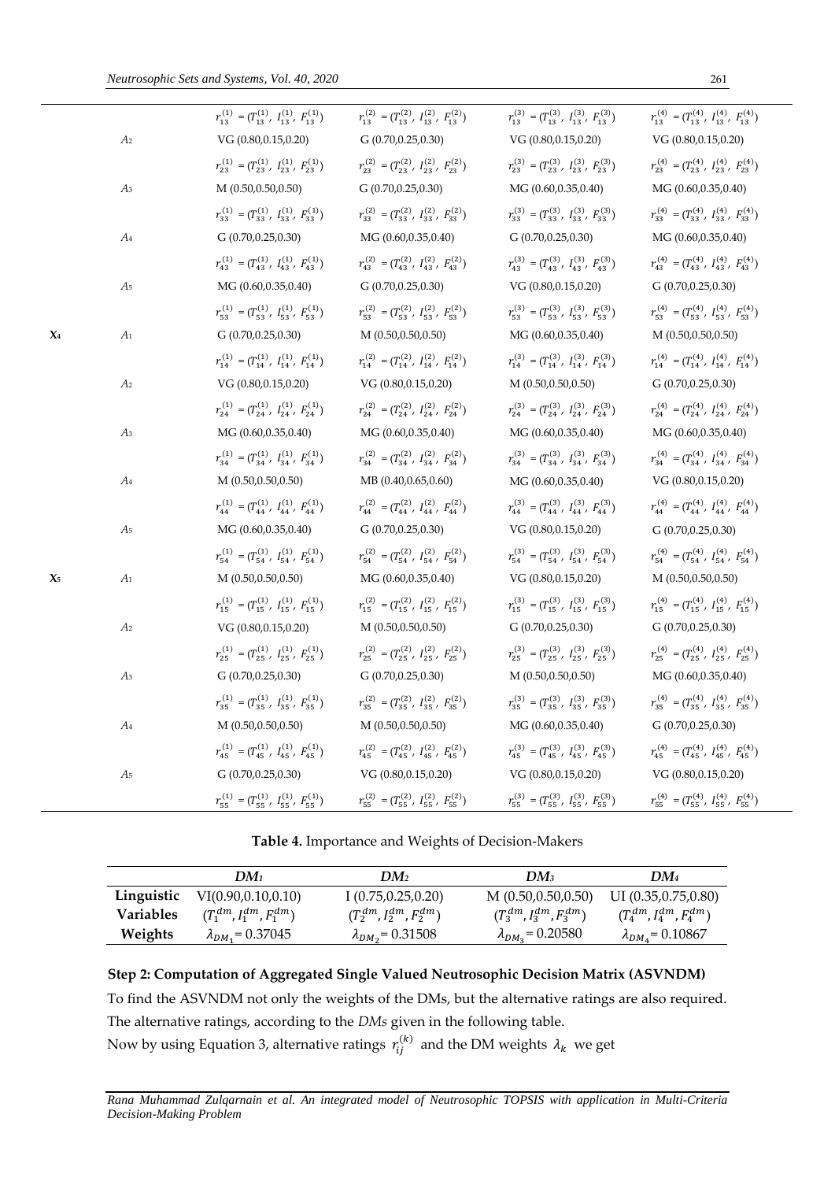| | | | | | |
|---|---|---|---|---|---|
| | | $r_{13}^{(1)} = (T_{13}^{(1)}, I_{13}^{(1)}, F_{13}^{(1)})$ | $r_{13}^{(2)} = (T_{13}^{(2)}, I_{13}^{(2)}, F_{13}^{(2)})$ | $r_{13}^{(3)} = (T_{13}^{(3)}, I_{13}^{(3)}, F_{13}^{(3)})$ | $r_{13}^{(4)} = (T_{13}^{(4)}, I_{13}^{(4)}, F_{13}^{(4)})$ |
| | $A_2$ | VG (0.80,0.15,0.20) | G (0.70,0.25,0.30) | VG (0.80,0.15,0.20) | VG (0.80,0.15,0.20) |
| | | $r_{23}^{(1)} = (T_{23}^{(1)}, I_{23}^{(1)}, F_{23}^{(1)})$ | $r_{23}^{(2)} = (T_{23}^{(2)}, I_{23}^{(2)}, F_{23}^{(2)})$ | $r_{23}^{(3)} = (T_{23}^{(3)}, I_{23}^{(3)}, F_{23}^{(3)})$ | $r_{23}^{(4)} = (T_{23}^{(4)}, I_{23}^{(4)}, F_{23}^{(4)})$ |
| | $A_3$ | M (0.50,0.50,0.50) | G (0.70,0.25,0.30) | MG (0.60,0.35,0.40) | MG (0.60,0.35,0.40) |
| | | $r_{33}^{(1)} = (T_{33}^{(1)}, I_{33}^{(1)}, F_{33}^{(1)})$ | $r_{33}^{(2)} = (T_{33}^{(2)}, I_{33}^{(2)}, F_{33}^{(2)})$ | $r_{33}^{(3)} = (T_{33}^{(3)}, I_{33}^{(3)}, F_{33}^{(3)})$ | $r_{33}^{(4)} = (T_{33}^{(4)}, I_{33}^{(4)}, F_{33}^{(4)})$ |
| | $A_4$ | G (0.70,0.25,0.30) | MG (0.60,0.35,0.40) | G (0.70,0.25,0.30) | MG (0.60,0.35,0.40) |
| | | $r_{43}^{(1)} = (T_{43}^{(1)}, I_{43}^{(1)}, F_{43}^{(1)})$ | $r_{43}^{(2)} = (T_{43}^{(2)}, I_{43}^{(2)}, F_{43}^{(2)})$ | $r_{43}^{(3)} = (T_{43}^{(3)}, I_{43}^{(3)}, F_{43}^{(3)})$ | $r_{43}^{(4)} = (T_{43}^{(4)}, I_{43}^{(4)}, F_{43}^{(4)})$ |
| | $A_5$ | MG (0.60,0.35,0.40) | G (0.70,0.25,0.30) | VG (0.80,0.15,0.20) | G (0.70,0.25,0.30) |
| | | $r_{53}^{(1)} = (T_{53}^{(1)}, I_{53}^{(1)}, F_{53}^{(1)})$ | $r_{53}^{(2)} = (T_{53}^{(2)}, I_{53}^{(2)}, F_{53}^{(2)})$ | $r_{53}^{(3)} = (T_{53}^{(3)}, I_{53}^{(3)}, F_{53}^{(3)})$ | $r_{53}^{(4)} = (T_{53}^{(4)}, I_{53}^{(4)}, F_{53}^{(4)})$ |
| $X_4$ | $A_1$ | G (0.70,0.25,0.30) | M (0.50,0.50,0.50) | MG (0.60,0.35,0.40) | M (0.50,0.50,0.50) |
| | | $r_{14}^{(1)} = (T_{14}^{(1)}, I_{14}^{(1)}, F_{14}^{(1)})$ | $r_{14}^{(2)} = (T_{14}^{(2)}, I_{14}^{(2)}, F_{14}^{(2)})$ | $r_{14}^{(3)} = (T_{14}^{(3)}, I_{14}^{(3)}, F_{14}^{(3)})$ | $r_{14}^{(4)} = (T_{14}^{(4)}, I_{14}^{(4)}, F_{14}^{(4)})$ |
| | $A_2$ | VG (0.80,0.15,0.20) | VG (0.80,0.15,0.20) | M (0.50,0.50,0.50) | G (0.70,0.25,0.30) |
| | | $r_{24}^{(1)} = (T_{24}^{(1)}, I_{24}^{(1)}, F_{24}^{(1)})$ | $r_{24}^{(2)} = (T_{24}^{(2)}, I_{24}^{(2)}, F_{24}^{(2)})$ | $r_{24}^{(3)} = (T_{24}^{(3)}, I_{24}^{(3)}, F_{24}^{(3)})$ | $r_{24}^{(4)} = (T_{24}^{(4)}, I_{24}^{(4)}, F_{24}^{(4)})$ |
| | $A_3$ | MG (0.60,0.35,0.40) | MG (0.60,0.35,0.40) | MG (0.60,0.35,0.40) | MG (0.60,0.35,0.40) |
| | | $r_{34}^{(1)} = (T_{34}^{(1)}, I_{34}^{(1)}, F_{34}^{(1)})$ | $r_{34}^{(2)} = (T_{34}^{(2)}, I_{34}^{(2)}, F_{34}^{(2)})$ | $r_{34}^{(3)} = (T_{34}^{(3)}, I_{34}^{(3)}, F_{34}^{(3)})$ | $r_{34}^{(4)} = (T_{34}^{(4)}, I_{34}^{(4)}, F_{34}^{(4)})$ |
| | $A_4$ | M (0.50,0.50,0.50) | MB (0.40,0.65,0.60) | MG (0.60,0.35,0.40) | VG (0.80,0.15,0.20) |
| | | $r_{44}^{(1)} = (T_{44}^{(1)}, I_{44}^{(1)}, F_{44}^{(1)})$ | $r_{44}^{(2)} = (T_{44}^{(2)}, I_{44}^{(2)}, F_{44}^{(2)})$ | $r_{44}^{(3)} = (T_{44}^{(3)}, I_{44}^{(3)}, F_{44}^{(3)})$ | $r_{44}^{(4)} = (T_{44}^{(4)}, I_{44}^{(4)}, F_{44}^{(4)})$ |
| | $A_5$ | MG (0.60,0.35,0.40) | G (0.70,0.25,0.30) | VG (0.80,0.15,0.20) | G (0.70,0.25,0.30) |
| | | $r_{54}^{(1)} = (T_{54}^{(1)}, I_{54}^{(1)}, F_{54}^{(1)})$ | $r_{54}^{(2)} = (T_{54}^{(2)}, I_{54}^{(2)}, F_{54}^{(2)})$ | $r_{54}^{(3)} = (T_{54}^{(3)}, I_{54}^{(3)}, F_{54}^{(3)})$ | $r_{54}^{(4)} = (T_{54}^{(4)}, I_{54}^{(4)}, F_{54}^{(4)})$ |
| $X_5$ | $A_1$ | M (0.50,0.50,0.50) | MG (0.60,0.35,0.40) | VG (0.80,0.15,0.20) | M (0.50,0.50,0.50) |
| | | $r_{15}^{(1)} = (T_{15}^{(1)}, I_{15}^{(1)}, F_{15}^{(1)})$ | $r_{15}^{(2)} = (T_{15}^{(2)}, I_{15}^{(2)}, F_{15}^{(2)})$ | $r_{15}^{(3)} = (T_{15}^{(3)}, I_{15}^{(3)}, F_{15}^{(3)})$ | $r_{15}^{(4)} = (T_{15}^{(4)}, I_{15}^{(4)}, F_{15}^{(4)})$ |
| | $A_2$ | VG (0.80,0.15,0.20) | M (0.50,0.50,0.50) | G (0.70,0.25,0.30) | G (0.70,0.25,0.30) |
| | | $r_{25}^{(1)} = (T_{25}^{(1)}, I_{25}^{(1)}, F_{25}^{(1)})$ | $r_{25}^{(2)} = (T_{25}^{(2)}, I_{25}^{(2)}, F_{25}^{(2)})$ | $r_{25}^{(3)} = (T_{25}^{(3)}, I_{25}^{(3)}, F_{25}^{(3)})$ | $r_{25}^{(4)} = (T_{25}^{(4)}, I_{25}^{(4)}, F_{25}^{(4)})$ |
| | $A_3$ | G (0.70,0.25,0.30) | G (0.70,0.25,0.30) | M (0.50,0.50,0.50) | MG (0.60,0.35,0.40) |
| | | $r_{35}^{(1)} = (T_{35}^{(1)}, I_{35}^{(1)}, F_{35}^{(1)})$ | $r_{35}^{(2)} = (T_{35}^{(2)}, I_{35}^{(2)}, F_{35}^{(2)})$ | $r_{35}^{(3)} = (T_{35}^{(3)}, I_{35}^{(3)}, F_{35}^{(3)})$ | $r_{35}^{(4)} = (T_{35}^{(4)}, I_{35}^{(4)}, F_{35}^{(4)})$ |
| | $A_4$ | M (0.50,0.50,0.50) | M (0.50,0.50,0.50) | MG (0.60,0.35,0.40) | G (0.70,0.25,0.30) |
| | | $r_{45}^{(1)} = (T_{45}^{(1)}, I_{45}^{(1)}, F_{45}^{(1)})$ | $r_{45}^{(2)} = (T_{45}^{(2)}, I_{45}^{(2)}, F_{45}^{(2)})$ | $r_{45}^{(3)} = (T_{45}^{(3)}, I_{45}^{(3)}, F_{45}^{(3)})$ | $r_{45}^{(4)} = (T_{45}^{(4)}, I_{45}^{(4)}, F_{45}^{(4)})$ |
| | $A_5$ | G (0.70,0.25,0.30) | VG (0.80,0.15,0.20) | VG (0.80,0.15,0.20) | VG (0.80,0.15,0.20) |
| | | $r_{55}^{(1)} = (T_{55}^{(1)}, I_{55}^{(1)}, F_{55}^{(1)})$ | $r_{55}^{(2)} = (T_{55}^{(2)}, I_{55}^{(2)}, F_{55}^{(2)})$ | $r_{55}^{(3)} = (T_{55}^{(3)}, I_{55}^{(3)}, F_{55}^{(3)})$ | $r_{55}^{(4)} = (T_{55}^{(4)}, I_{55}^{(4)}, F_{55}^{(4)})$ |

**Table 4.** Importance and Weights of Decision-Makers

| | $DM_1$ | $DM_2$ | $DM_3$ | $DM_4$ |
|---|---|---|---|---|
| **Linguistic** | VI(0.90,0.10,0.10) | I (0.75,0.25,0.20) | M (0.50,0.50,0.50) | UI (0.35,0.75,0.80) |
| **Variables** | $(T_1^{dm}, I_1^{dm}, F_1^{dm})$ | $(T_2^{dm}, I_2^{dm}, F_2^{dm})$ | $(T_3^{dm}, I_3^{dm}, F_3^{dm})$ | $(T_4^{dm}, I_4^{dm}, F_4^{dm})$ |
| **Weights** | $\lambda_{DM_1}$= 0.37045 | $\lambda_{DM_2}$= 0.31508 | $\lambda_{DM_3}$= 0.20580 | $\lambda_{DM_4}$= 0.10867 |

**Step 2: Computation of Aggregated Single Valued Neutrosophic Decision Matrix (ASVNDM)**

To find the ASVNDM not only the weights of the DMs, but the alternative ratings are also required. The alternative ratings, according to the *DMs* given in the following table.

Now by using Equation 3, alternative ratings $r_{ij}^{(k)}$ and the DM weights $\lambda_k$ we get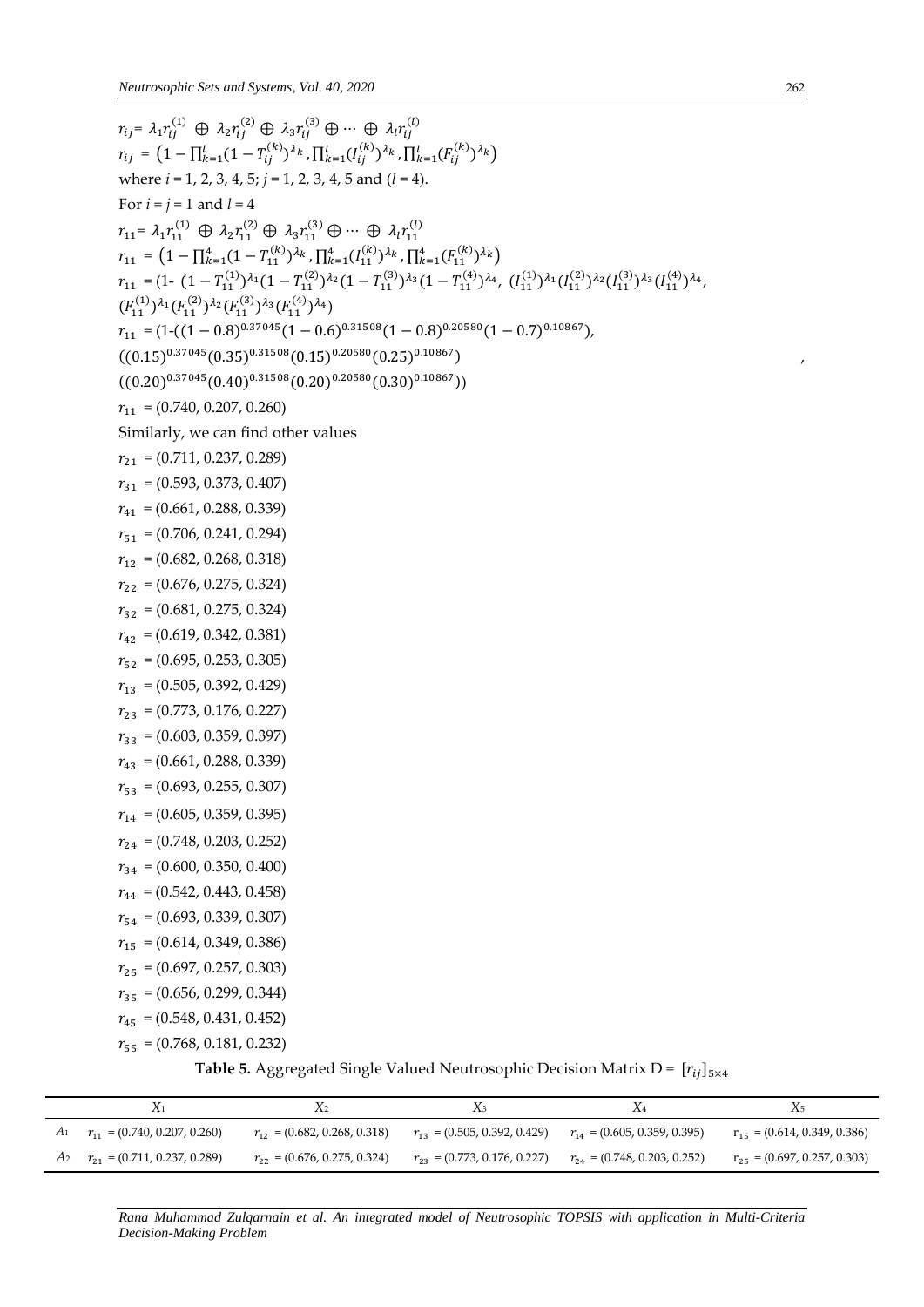$r_{ij} = \lambda_1 r_{ij}^{(1)} \oplus \lambda_2 r_{ij}^{(2)} \oplus \lambda_3 r_{ij}^{(3)} \oplus \cdots \oplus \lambda_l r_{ij}^{(l)}$

$r_{ij} = \left(1 - \prod_{k=1}^{l}(1 - T_{ij}^{(k)})^{\lambda_k}, \prod_{k=1}^{l}(I_{ij}^{(k)})^{\lambda_k}, \prod_{k=1}^{l}(F_{ij}^{(k)})^{\lambda_k}\right)$

where $i$ = 1, 2, 3, 4, 5; $j$ = 1, 2, 3, 4, 5 and ($l$ = 4).

For $i = j = 1$ and $l = 4$

$r_{11} = \lambda_1 r_{11}^{(1)} \oplus \lambda_2 r_{11}^{(2)} \oplus \lambda_3 r_{11}^{(3)} \oplus \cdots \oplus \lambda_l r_{11}^{(l)}$

$r_{11} = \left(1 - \prod_{k=1}^{4}(1 - T_{11}^{(k)})^{\lambda_k}, \prod_{k=1}^{4}(I_{11}^{(k)})^{\lambda_k}, \prod_{k=1}^{4}(F_{11}^{(k)})^{\lambda_k}\right)$

$r_{11}$ = (1- $(1 - T_{11}^{(1)})^{\lambda_1}(1 - T_{11}^{(2)})^{\lambda_2}(1 - T_{11}^{(3)})^{\lambda_3}(1 - T_{11}^{(4)})^{\lambda_4}$, $(I_{11}^{(1)})^{\lambda_1}(I_{11}^{(2)})^{\lambda_2}(I_{11}^{(3)})^{\lambda_3}(I_{11}^{(4)})^{\lambda_4}$, $(F_{11}^{(1)})^{\lambda_1}(F_{11}^{(2)})^{\lambda_2}(F_{11}^{(3)})^{\lambda_3}(F_{11}^{(4)})^{\lambda_4}$)

$r_{11}$ = (1-($(1 - 0.8)^{0.37045}(1 - 0.6)^{0.31508}(1 - 0.8)^{0.20580}(1 - 0.7)^{0.10867}$),

($(0.15)^{0.37045}(0.35)^{0.31508}(0.15)^{0.20580}(0.25)^{0.10867}$),

($(0.20)^{0.37045}(0.40)^{0.31508}(0.20)^{0.20580}(0.30)^{0.10867}$))

$r_{11}$ = (0.740, 0.207, 0.260)

Similarly, we can find other values

$r_{21}$ = (0.711, 0.237, 0.289)

$r_{31}$ = (0.593, 0.373, 0.407)

$r_{41}$ = (0.661, 0.288, 0.339)

$r_{51}$ = (0.706, 0.241, 0.294)

$r_{12}$ = (0.682, 0.268, 0.318)

$r_{22}$ = (0.676, 0.275, 0.324)

$r_{32}$ = (0.681, 0.275, 0.324)

$r_{42}$ = (0.619, 0.342, 0.381)

$r_{52}$ = (0.695, 0.253, 0.305)

$r_{13}$ = (0.505, 0.392, 0.429)

$r_{23}$ = (0.773, 0.176, 0.227)

$r_{33}$ = (0.603, 0.359, 0.397)

$r_{43}$ = (0.661, 0.288, 0.339)

$r_{53}$ = (0.693, 0.255, 0.307)

$r_{14}$ = (0.605, 0.359, 0.395)

$r_{24}$ = (0.748, 0.203, 0.252)

$r_{34}$ = (0.600, 0.350, 0.400)

$r_{44}$ = (0.542, 0.443, 0.458)

$r_{54}$ = (0.693, 0.339, 0.307)

$r_{15}$ = (0.614, 0.349, 0.386)

$r_{25}$ = (0.697, 0.257, 0.303)

$r_{35}$ = (0.656, 0.299, 0.344)

$r_{45}$ = (0.548, 0.431, 0.452)

$r_{55}$ = (0.768, 0.181, 0.232)

**Table 5.** Aggregated Single Valued Neutrosophic Decision Matrix D = $[r_{ij}]_{5\times4}$

| | $X_1$ | $X_2$ | $X_3$ | $X_4$ | $X_5$ |
|---|---|---|---|---|---|
| $A_1$ | $r_{11}$ = (0.740, 0.207, 0.260) | $r_{12}$ = (0.682, 0.268, 0.318) | $r_{13}$ = (0.505, 0.392, 0.429) | $r_{14}$ = (0.605, 0.359, 0.395) | $r_{15}$ = (0.614, 0.349, 0.386) |
| $A_2$ | $r_{21}$ = (0.711, 0.237, 0.289) | $r_{22}$ = (0.676, 0.275, 0.324) | $r_{23}$ = (0.773, 0.176, 0.227) | $r_{24}$ = (0.748, 0.203, 0.252) | $r_{25}$ = (0.697, 0.257, 0.303) |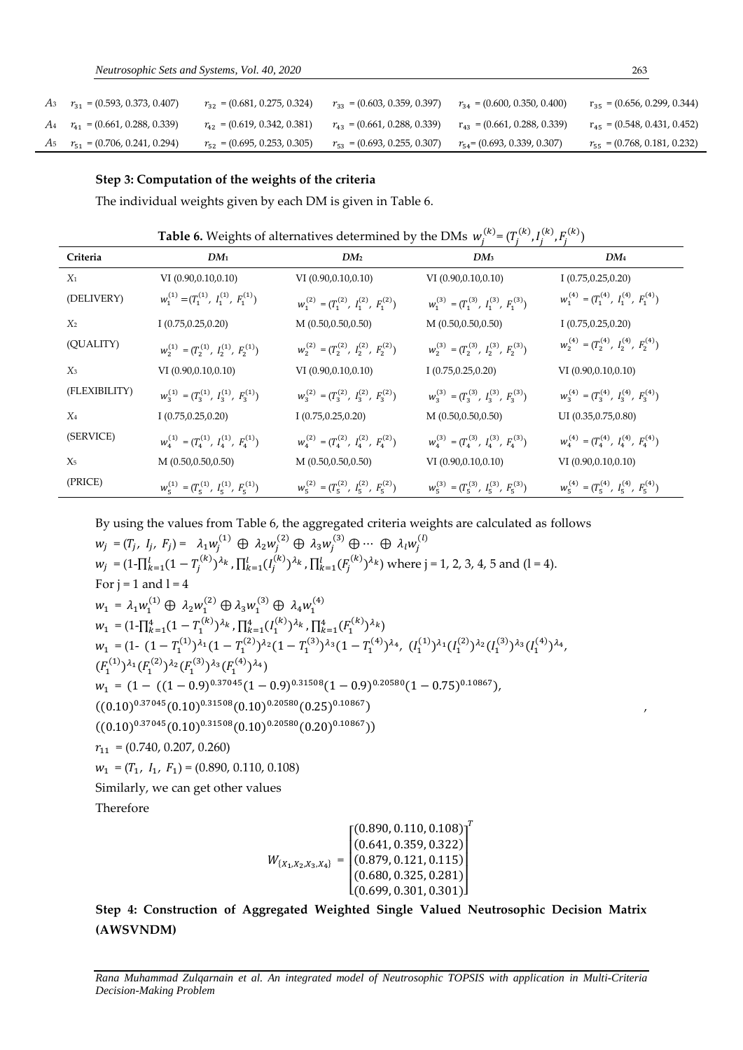| | | | | | |
|---|---|---|---|---|---|
| $A_3$ | $r_{31}$ = (0.593, 0.373, 0.407) | $r_{32}$ = (0.681, 0.275, 0.324) | $r_{33}$ = (0.603, 0.359, 0.397) | $r_{34}$ = (0.600, 0.350, 0.400) | $r_{35}$ = (0.656, 0.299, 0.344) |
| $A_4$ | $r_{41}$ = (0.661, 0.288, 0.339) | $r_{42}$ = (0.619, 0.342, 0.381) | $r_{43}$ = (0.661, 0.288, 0.339) | $r_{43}$ = (0.661, 0.288, 0.339) | $r_{45}$ = (0.548, 0.431, 0.452) |
| $A_5$ | $r_{51}$ = (0.706, 0.241, 0.294) | $r_{52}$ = (0.695, 0.253, 0.305) | $r_{53}$ = (0.693, 0.255, 0.307) | $r_{54}$= (0.693, 0.339, 0.307) | $r_{55}$ = (0.768, 0.181, 0.232) |

**Step 3: Computation of the weights of the criteria**

The individual weights given by each DM is given in Table 6.

**Table 6.** Weights of alternatives determined by the DMs $w_j^{(k)} = (T_j^{(k)}, I_j^{(k)}, F_j^{(k)})$

| Criteria | *DM*1 | *DM*2 | *DM*3 | *DM*4 |
|---|---|---|---|---|
| $X_1$ | VI (0.90,0.10,0.10) | VI (0.90,0.10,0.10) | VI (0.90,0.10,0.10) | I (0.75,0.25,0.20) |
| (DELIVERY) | $w_1^{(1)} = (T_1^{(1)}, I_1^{(1)}, F_1^{(1)})$ | $w_1^{(2)} = (T_1^{(2)}, I_1^{(2)}, F_1^{(2)})$ | $w_1^{(3)} = (T_1^{(3)}, I_1^{(3)}, F_1^{(3)})$ | $w_1^{(4)} = (T_1^{(4)}, I_1^{(4)}, F_1^{(4)})$ |
| $X_2$ | I (0.75,0.25,0.20) | M (0.50,0.50,0.50) | M (0.50,0.50,0.50) | I (0.75,0.25,0.20) |
| (QUALITY) | $w_2^{(1)} = (T_2^{(1)}, I_2^{(1)}, F_2^{(1)})$ | $w_2^{(2)} = (T_2^{(2)}, I_2^{(2)}, F_2^{(2)})$ | $w_2^{(3)} = (T_2^{(3)}, I_2^{(3)}, F_2^{(3)})$ | $w_2^{(4)} = (T_2^{(4)}, I_2^{(4)}, F_2^{(4)})$ |
| $X_3$ | VI (0.90,0.10,0.10) | VI (0.90,0.10,0.10) | I (0.75,0.25,0.20) | VI (0.90,0.10,0.10) |
| (FLEXIBILITY) | $w_3^{(1)} = (T_3^{(1)}, I_3^{(1)}, F_3^{(1)})$ | $w_3^{(2)} = (T_3^{(2)}, I_3^{(2)}, F_3^{(2)})$ | $w_3^{(3)} = (T_3^{(3)}, I_3^{(3)}, F_3^{(3)})$ | $w_3^{(4)} = (T_3^{(4)}, I_3^{(4)}, F_3^{(4)})$ |
| $X_4$ | I (0.75,0.25,0.20) | I (0.75,0.25,0.20) | M (0.50,0.50,0.50) | UI (0.35,0.75,0.80) |
| (SERVICE) | $w_4^{(1)} = (T_4^{(1)}, I_4^{(1)}, F_4^{(1)})$ | $w_4^{(2)} = (T_4^{(2)}, I_4^{(2)}, F_4^{(2)})$ | $w_4^{(3)} = (T_4^{(3)}, I_4^{(3)}, F_4^{(3)})$ | $w_4^{(4)} = (T_4^{(4)}, I_4^{(4)}, F_4^{(4)})$ |
| $X_5$ | M (0.50,0.50,0.50) | M (0.50,0.50,0.50) | VI (0.90,0.10,0.10) | VI (0.90,0.10,0.10) |
| (PRICE) | $w_5^{(1)} = (T_5^{(1)}, I_5^{(1)}, F_5^{(1)})$ | $w_5^{(2)} = (T_5^{(2)}, I_5^{(2)}, F_5^{(2)})$ | $w_5^{(3)} = (T_5^{(3)}, I_5^{(3)}, F_5^{(3)})$ | $w_5^{(4)} = (T_5^{(4)}, I_5^{(4)}, F_5^{(4)})$ |

By using the values from Table 6, the aggregated criteria weights are calculated as follows

$w_j = (T_j,\ I_j,\ F_j) = \ \lambda_1 w_j^{(1)} \oplus \lambda_2 w_j^{(2)} \oplus \lambda_3 w_j^{(3)} \oplus \cdots \oplus \lambda_l w_j^{(l)}$

$w_j = (1-\prod_{k=1}^{l}(1-T_j^{(k)})^{\lambda_k}, \prod_{k=1}^{l}(I_j^{(k)})^{\lambda_k}, \prod_{k=1}^{l}(F_j^{(k)})^{\lambda_k})$ where j = 1, 2, 3, 4, 5 and (l = 4).

For j = 1 and l = 4

$w_1 = \lambda_1 w_1^{(1)} \oplus \lambda_2 w_1^{(2)} \oplus \lambda_3 w_1^{(3)} \oplus \lambda_4 w_1^{(4)}$

$w_1 = (1-\prod_{k=1}^{4}(1-T_1^{(k)})^{\lambda_k}, \prod_{k=1}^{4}(I_1^{(k)})^{\lambda_k}, \prod_{k=1}^{4}(F_1^{(k)})^{\lambda_k})$

$w_1 = (1-\ (1-T_1^{(1)})^{\lambda_1}(1-T_1^{(2)})^{\lambda_2}(1-T_1^{(3)})^{\lambda_3}(1-T_1^{(4)})^{\lambda_4},\ (I_1^{(1)})^{\lambda_1}(I_1^{(2)})^{\lambda_2}(I_1^{(3)})^{\lambda_3}(I_1^{(4)})^{\lambda_4},$
$(F_1^{(1)})^{\lambda_1}(F_1^{(2)})^{\lambda_2}(F_1^{(3)})^{\lambda_3}(F_1^{(4)})^{\lambda_4})$

$w_1 = (1-\ ((1-0.9)^{0.37045}(1-0.9)^{0.31508}(1-0.9)^{0.20580}(1-0.75)^{0.10867}),$
$((0.10)^{0.37045}(0.10)^{0.31508}(0.10)^{0.20580}(0.25)^{0.10867})$ ,
$((0.10)^{0.37045}(0.10)^{0.31508}(0.10)^{0.20580}(0.20)^{0.10867}))$

$r_{11}$ = (0.740, 0.207, 0.260)

$w_1 = (T_1,\ I_1,\ F_1)$ = (0.890, 0.110, 0.108)

Similarly, we can get other values

Therefore

$$W_{\{X_1,X_2,X_3,X_4\}} = \begin{bmatrix} (0.890, 0.110, 0.108) \\ (0.641, 0.359, 0.322) \\ (0.879, 0.121, 0.115) \\ (0.680, 0.325, 0.281) \\ (0.699, 0.301, 0.301) \end{bmatrix}^T$$

**Step 4: Construction of Aggregated Weighted Single Valued Neutrosophic Decision Matrix (AWSVNDM)**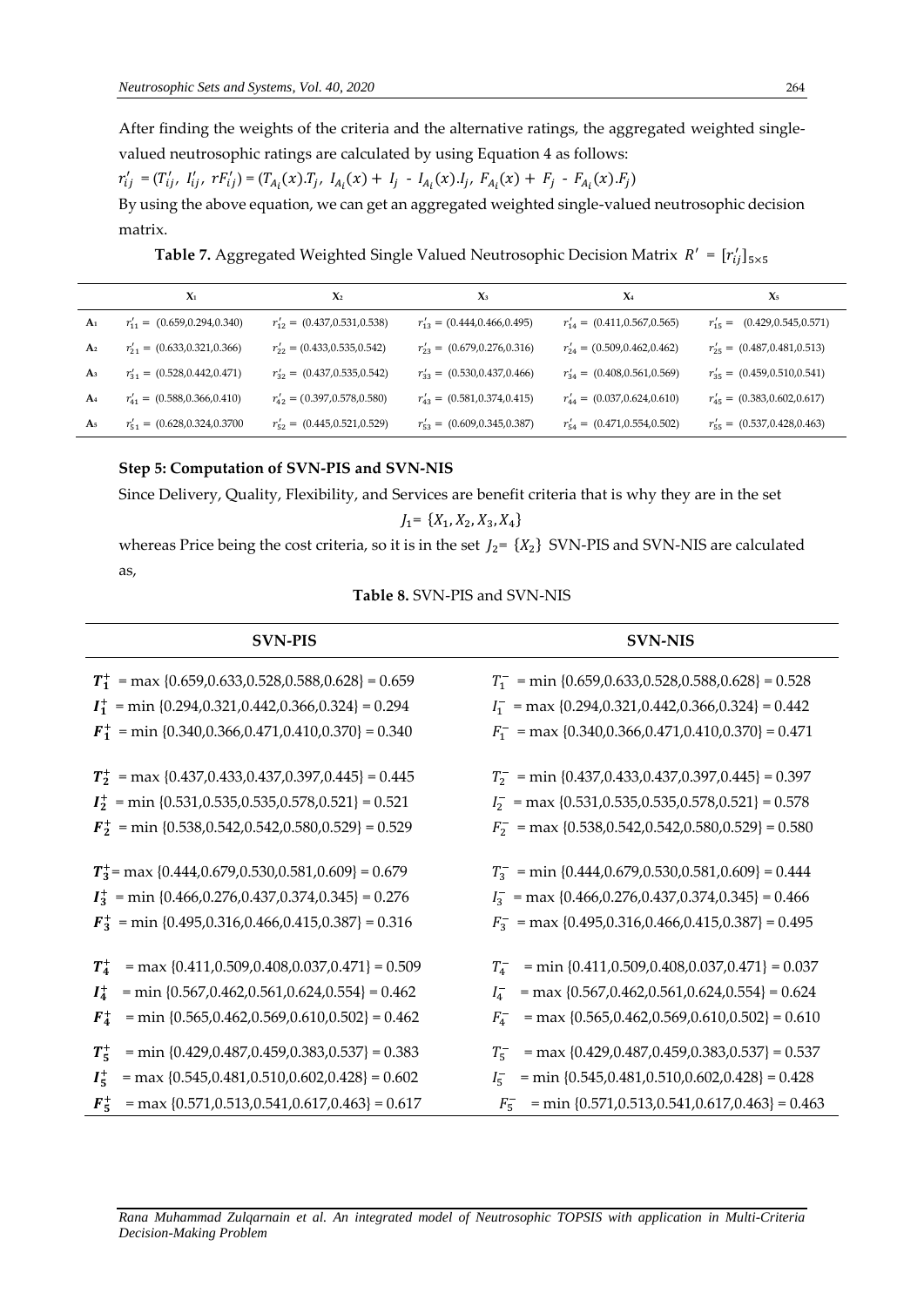After finding the weights of the criteria and the alternative ratings, the aggregated weighted single-valued neutrosophic ratings are calculated by using Equation 4 as follows:

$r'_{ij} = (T'_{ij},\ I'_{ij},\ rF'_{ij}) = (T_{A_i}(x).T_j,\ I_{A_i}(x) + I_j - I_{A_i}(x).I_j,\ F_{A_i}(x) + F_j - F_{A_i}(x).F_j)$

By using the above equation, we can get an aggregated weighted single-valued neutrosophic decision matrix.

**Table 7.** Aggregated Weighted Single Valued Neutrosophic Decision Matrix $R' = [r'_{ij}]_{5\times5}$

| | $X_1$ | $X_2$ | $X_3$ | $X_4$ | $X_5$ |
|---|---|---|---|---|---|
| $A_1$ | $r'_{11} =$ (0.659,0.294,0.340) | $r'_{12} =$ (0.437,0.531,0.538) | $r'_{13} =$ (0.444,0.466,0.495) | $r'_{14} =$ (0.411,0.567,0.565) | $r'_{15} =$ (0.429,0.545,0.571) |
| $A_2$ | $r'_{21} =$ (0.633,0.321,0.366) | $r'_{22} =$ (0.433,0.535,0.542) | $r'_{23} =$ (0.679,0.276,0.316) | $r'_{24} =$ (0.509,0.462,0.462) | $r'_{25} =$ (0.487,0.481,0.513) |
| $A_3$ | $r'_{31} =$ (0.528,0.442,0.471) | $r'_{32} =$ (0.437,0.535,0.542) | $r'_{33} =$ (0.530,0.437,0.466) | $r'_{34} =$ (0.408,0.561,0.569) | $r'_{35} =$ (0.459,0.510,0.541) |
| $A_4$ | $r'_{41} =$ (0.588,0.366,0.410) | $r'_{42} =$ (0.397,0.578,0.580) | $r'_{43} =$ (0.581,0.374,0.415) | $r'_{44} =$ (0.037,0.624,0.610) | $r'_{45} =$ (0.383,0.602,0.617) |
| $A_5$ | $r'_{51} =$ (0.628,0.324,0.3700 | $r'_{52} =$ (0.445,0.521,0.529) | $r'_{53} =$ (0.609,0.345,0.387) | $r'_{54} =$ (0.471,0.554,0.502) | $r'_{55} =$ (0.537,0.428,0.463) |

**Step 5: Computation of SVN-PIS and SVN-NIS**

Since Delivery, Quality, Flexibility, and Services are benefit criteria that is why they are in the set

$$J_1 = \{X_1, X_2, X_3, X_4\}$$

whereas Price being the cost criteria, so it is in the set $J_2 = \{X_2\}$ SVN-PIS and SVN-NIS are calculated as,

**Table 8.** SVN-PIS and SVN-NIS

| SVN-PIS | SVN-NIS |
|---|---|
| $T_1^+$ = max {0.659,0.633,0.528,0.588,0.628} = 0.659 | $T_1^-$ = min {0.659,0.633,0.528,0.588,0.628} = 0.528 |
| $I_1^+$ = min {0.294,0.321,0.442,0.366,0.324} = 0.294 | $I_1^-$ = max {0.294,0.321,0.442,0.366,0.324} = 0.442 |
| $F_1^+$ = min {0.340,0.366,0.471,0.410,0.370} = 0.340 | $F_1^-$ = max {0.340,0.366,0.471,0.410,0.370} = 0.471 |
| $T_2^+$ = max {0.437,0.433,0.437,0.397,0.445} = 0.445 | $T_2^-$ = min {0.437,0.433,0.437,0.397,0.445} = 0.397 |
| $I_2^+$ = min {0.531,0.535,0.535,0.578,0.521} = 0.521 | $I_2^-$ = max {0.531,0.535,0.535,0.578,0.521} = 0.578 |
| $F_2^+$ = min {0.538,0.542,0.542,0.580,0.529} = 0.529 | $F_2^-$ = max {0.538,0.542,0.542,0.580,0.529} = 0.580 |
| $T_3^+$ = max {0.444,0.679,0.530,0.581,0.609} = 0.679 | $T_3^-$ = min {0.444,0.679,0.530,0.581,0.609} = 0.444 |
| $I_3^+$ = min {0.466,0.276,0.437,0.374,0.345} = 0.276 | $I_3^-$ = max {0.466,0.276,0.437,0.374,0.345} = 0.466 |
| $F_3^+$ = min {0.495,0.316,0.466,0.415,0.387} = 0.316 | $F_3^-$ = max {0.495,0.316,0.466,0.415,0.387} = 0.495 |
| $T_4^+$ = max {0.411,0.509,0.408,0.037,0.471} = 0.509 | $T_4^-$ = min {0.411,0.509,0.408,0.037,0.471} = 0.037 |
| $I_4^+$ = min {0.567,0.462,0.561,0.624,0.554} = 0.462 | $I_4^-$ = max {0.567,0.462,0.561,0.624,0.554} = 0.624 |
| $F_4^+$ = min {0.565,0.462,0.569,0.610,0.502} = 0.462 | $F_4^-$ = max {0.565,0.462,0.569,0.610,0.502} = 0.610 |
| $T_5^+$ = min {0.429,0.487,0.459,0.383,0.537} = 0.383 | $T_5^-$ = max {0.429,0.487,0.459,0.383,0.537} = 0.537 |
| $I_5^+$ = max {0.545,0.481,0.510,0.602,0.428} = 0.602 | $I_5^-$ = min {0.545,0.481,0.510,0.602,0.428} = 0.428 |
| $F_5^+$ = max {0.571,0.513,0.541,0.617,0.463} = 0.617 | $F_5^-$ = min {0.571,0.513,0.541,0.617,0.463} = 0.463 |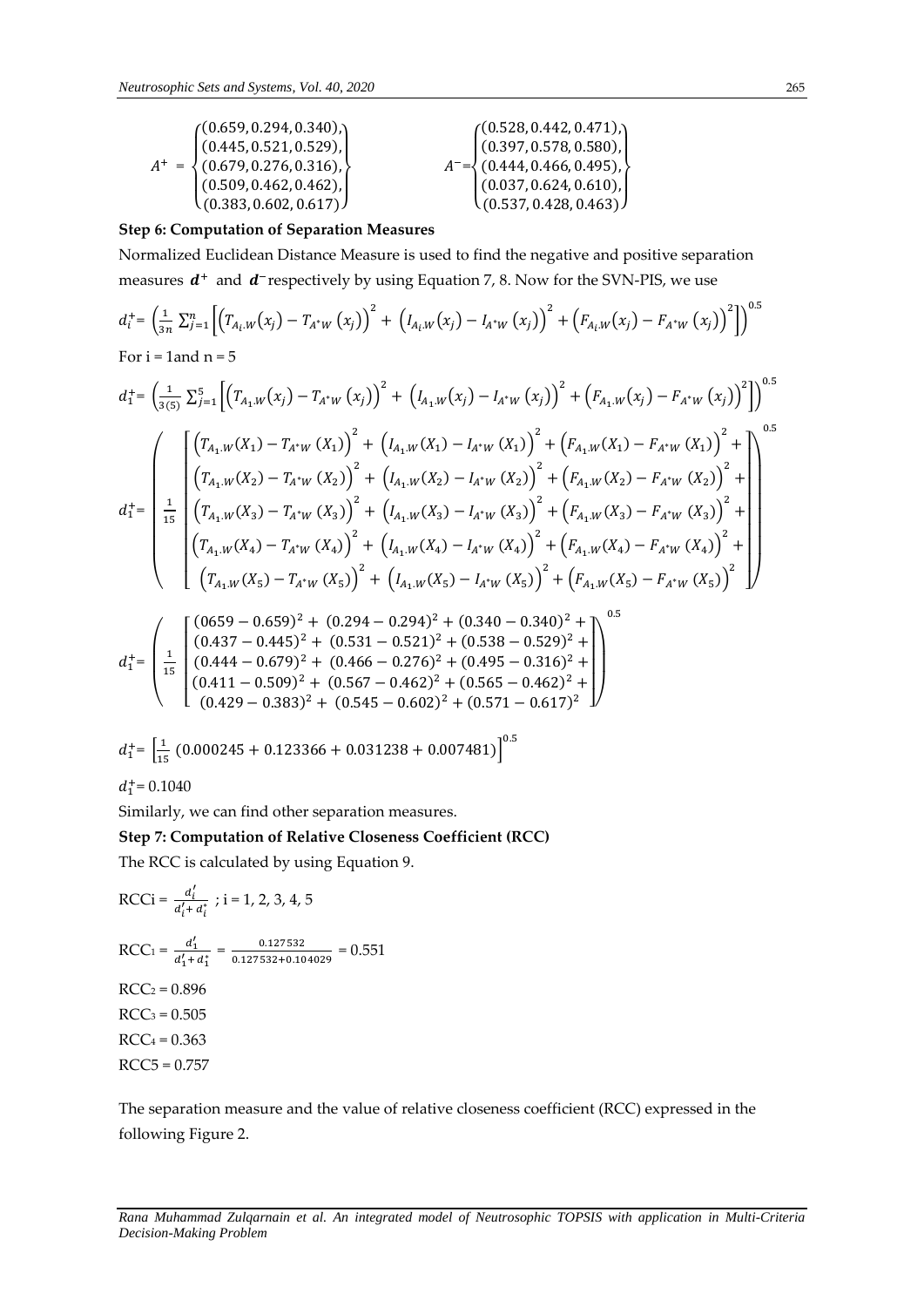$$A^+ = \begin{Bmatrix} (0.659, 0.294, 0.340), \\ (0.445, 0.521, 0.529), \\ (0.679, 0.276, 0.316), \\ (0.509, 0.462, 0.462), \\ (0.383, 0.602, 0.617) \end{Bmatrix} \qquad A^- = \begin{Bmatrix} (0.528, 0.442, 0.471), \\ (0.397, 0.578, 0.580), \\ (0.444, 0.466, 0.495), \\ (0.037, 0.624, 0.610), \\ (0.537, 0.428, 0.463) \end{Bmatrix}$$

**Step 6: Computation of Separation Measures**

Normalized Euclidean Distance Measure is used to find the negative and positive separation measures $\boldsymbol{d^+}$ and $\boldsymbol{d^-}$ respectively by using Equation 7, 8. Now for the SVN-PIS, we use

$$d_i^+ = \left(\frac{1}{3n}\sum_{j=1}^{n}\left[\left(T_{A_i.W}(x_j) - T_{A^*W}(x_j)\right)^2 + \left(I_{A_i.W}(x_j) - I_{A^*W}(x_j)\right)^2 + \left(F_{A_i.W}(x_j) - F_{A^*W}(x_j)\right)^2\right]\right)^{0.5}$$

For i = 1and n = 5

$$d_1^+ = \left(\frac{1}{3(5)}\sum_{j=1}^{5}\left[\left(T_{A_1.W}(x_j) - T_{A^*W}(x_j)\right)^2 + \left(I_{A_1.W}(x_j) - I_{A^*W}(x_j)\right)^2 + \left(F_{A_1.W}(x_j) - F_{A^*W}(x_j)\right)^2\right]\right)^{0.5}$$

$$d_1^+ = \left(\frac{1}{15}\begin{bmatrix} \left(T_{A_1.W}(X_1) - T_{A^*W}(X_1)\right)^2 + \left(I_{A_1.W}(X_1) - I_{A^*W}(X_1)\right)^2 + \left(F_{A_1.W}(X_1) - F_{A^*W}(X_1)\right)^2 + \\ \left(T_{A_1.W}(X_2) - T_{A^*W}(X_2)\right)^2 + \left(I_{A_1.W}(X_2) - I_{A^*W}(X_2)\right)^2 + \left(F_{A_1.W}(X_2) - F_{A^*W}(X_2)\right)^2 + \\ \left(T_{A_1.W}(X_3) - T_{A^*W}(X_3)\right)^2 + \left(I_{A_1.W}(X_3) - I_{A^*W}(X_3)\right)^2 + \left(F_{A_1.W}(X_3) - F_{A^*W}(X_3)\right)^2 + \\ \left(T_{A_1.W}(X_4) - T_{A^*W}(X_4)\right)^2 + \left(I_{A_1.W}(X_4) - I_{A^*W}(X_4)\right)^2 + \left(F_{A_1.W}(X_4) - F_{A^*W}(X_4)\right)^2 + \\ \left(T_{A_1.W}(X_5) - T_{A^*W}(X_5)\right)^2 + \left(I_{A_1.W}(X_5) - I_{A^*W}(X_5)\right)^2 + \left(F_{A_1.W}(X_5) - F_{A^*W}(X_5)\right)^2 \end{bmatrix}\right)^{0.5}$$

$$d_1^+ = \left(\frac{1}{15}\begin{bmatrix} (0659 - 0.659)^2 + (0.294 - 0.294)^2 + (0.340 - 0.340)^2 + \\ (0.437 - 0.445)^2 + (0.531 - 0.521)^2 + (0.538 - 0.529)^2 + \\ (0.444 - 0.679)^2 + (0.466 - 0.276)^2 + (0.495 - 0.316)^2 + \\ (0.411 - 0.509)^2 + (0.567 - 0.462)^2 + (0.565 - 0.462)^2 + \\ (0.429 - 0.383)^2 + (0.545 - 0.602)^2 + (0.571 - 0.617)^2 \end{bmatrix}\right)^{0.5}$$

$$d_1^+ = \left[\frac{1}{15}\,(0.000245 + 0.123366 + 0.031238 + 0.007481)\right]^{0.5}$$

$d_1^+ = 0.1040$

Similarly, we can find other separation measures.

**Step 7: Computation of Relative Closeness Coefficient (RCC)**

The RCC is calculated by using Equation 9.

$$\text{RCCi} = \frac{d_i'}{d_i' + d_i^*}\ ;\ \text{i} = 1, 2, 3, 4, 5$$

$$\text{RCC}_1 = \frac{d_1'}{d_1' + d_1^*} = \frac{0.127532}{0.127532 + 0.104029} = 0.551$$

$\text{RCC}_2 = 0.896$

$\text{RCC}_3 = 0.505$

$\text{RCC}_4 = 0.363$

RCC5 = 0.757

The separation measure and the value of relative closeness coefficient (RCC) expressed in the following Figure 2.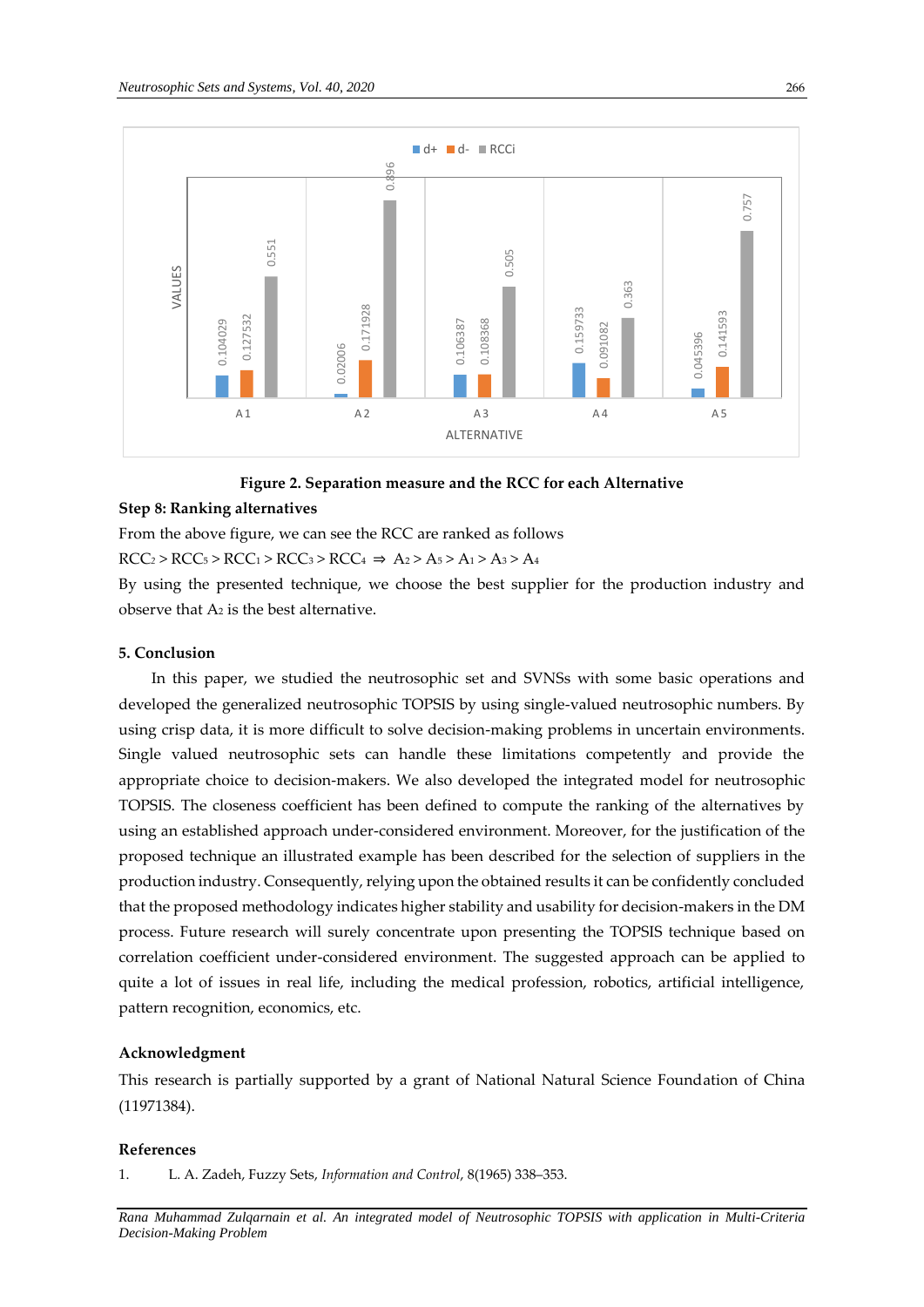Figure 2. Separation measure and the RCC for each Alternative

**Step 8: Ranking alternatives**

From the above figure, we can see the RCC are ranked as follows

$RCC_2 > RCC_5 > RCC_1 > RCC_3 > RCC_4 \Rightarrow A_2 > A_5 > A_1 > A_3 > A_4$

By using the presented technique, we choose the best supplier for the production industry and observe that $A_2$ is the best alternative.

## 5. Conclusion

In this paper, we studied the neutrosophic set and SVNSs with some basic operations and developed the generalized neutrosophic TOPSIS by using single-valued neutrosophic numbers. By using crisp data, it is more difficult to solve decision-making problems in uncertain environments. Single valued neutrosophic sets can handle these limitations competently and provide the appropriate choice to decision-makers. We also developed the integrated model for neutrosophic TOPSIS. The closeness coefficient has been defined to compute the ranking of the alternatives by using an established approach under-considered environment. Moreover, for the justification of the proposed technique an illustrated example has been described for the selection of suppliers in the production industry. Consequently, relying upon the obtained results it can be confidently concluded that the proposed methodology indicates higher stability and usability for decision-makers in the DM process. Future research will surely concentrate upon presenting the TOPSIS technique based on correlation coefficient under-considered environment. The suggested approach can be applied to quite a lot of issues in real life, including the medical profession, robotics, artificial intelligence, pattern recognition, economics, etc.

## Acknowledgment

This research is partially supported by a grant of National Natural Science Foundation of China (11971384).

## References

1. L. A. Zadeh, Fuzzy Sets, *Information and Control*, 8(1965) 338–353.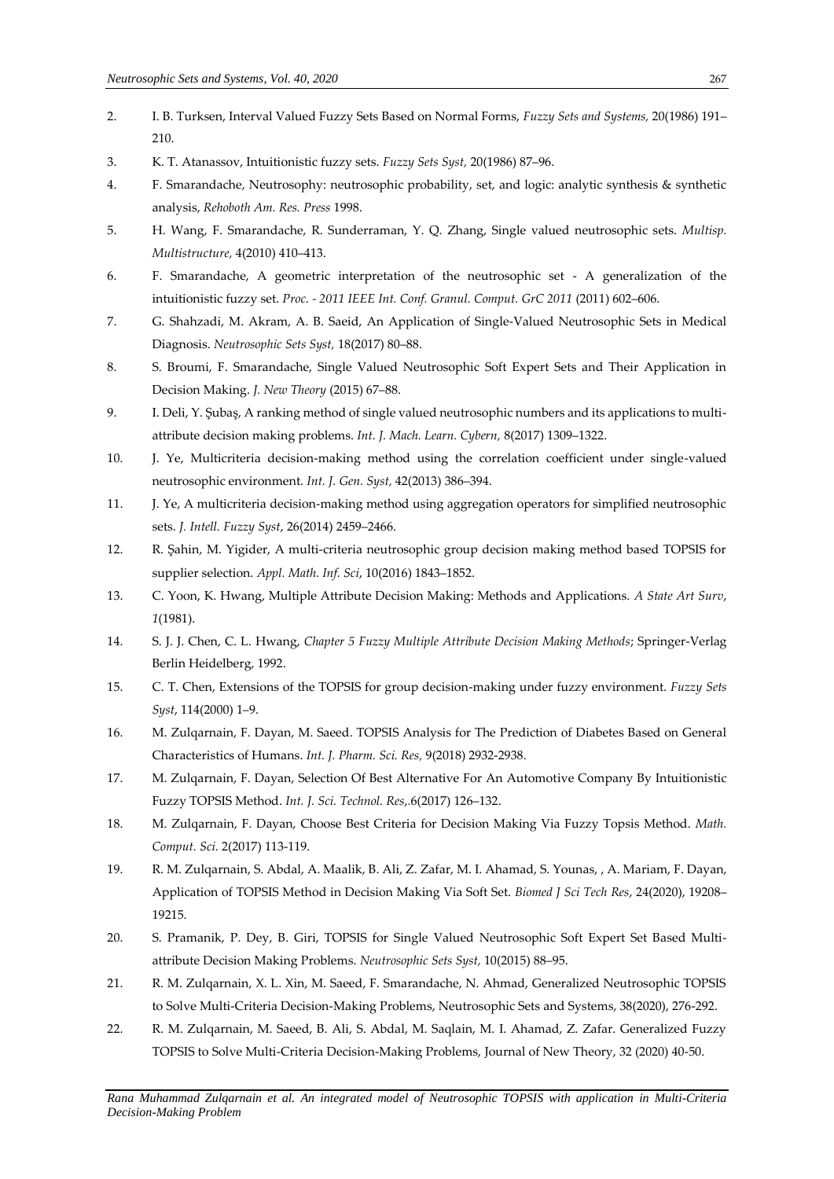2. I. B. Turksen, Interval Valued Fuzzy Sets Based on Normal Forms, *Fuzzy Sets and Systems,* 20(1986) 191–210.
3. K. T. Atanassov, Intuitionistic fuzzy sets. *Fuzzy Sets Syst,* 20(1986) 87–96.
4. F. Smarandache, Neutrosophy: neutrosophic probability, set, and logic: analytic synthesis & synthetic analysis, *Rehoboth Am. Res. Press* 1998.
5. H. Wang, F. Smarandache, R. Sunderraman, Y. Q. Zhang, Single valued neutrosophic sets. *Multisp. Multistructure,* 4(2010) 410–413.
6. F. Smarandache, A geometric interpretation of the neutrosophic set - A generalization of the intuitionistic fuzzy set. *Proc. - 2011 IEEE Int. Conf. Granul. Comput. GrC 2011* (2011) 602–606.
7. G. Shahzadi, M. Akram, A. B. Saeid, An Application of Single-Valued Neutrosophic Sets in Medical Diagnosis. *Neutrosophic Sets Syst,* 18(2017) 80–88.
8. S. Broumi, F. Smarandache, Single Valued Neutrosophic Soft Expert Sets and Their Application in Decision Making. *J. New Theory* (2015) 67–88.
9. I. Deli, Y. Şubaş, A ranking method of single valued neutrosophic numbers and its applications to multi-attribute decision making problems. *Int. J. Mach. Learn. Cybern,* 8(2017) 1309–1322.
10. J. Ye, Multicriteria decision-making method using the correlation coefficient under single-valued neutrosophic environment. *Int. J. Gen. Syst,* 42(2013) 386–394.
11. J. Ye, A multicriteria decision-making method using aggregation operators for simplified neutrosophic sets. *J. Intell. Fuzzy Syst*, 26(2014) 2459–2466.
12. R. Şahin, M. Yigider, A multi-criteria neutrosophic group decision making method based TOPSIS for supplier selection. *Appl. Math. Inf. Sci*, 10(2016) 1843–1852.
13. C. Yoon, K. Hwang, Multiple Attribute Decision Making: Methods and Applications. *A State Art Surv*, *1*(1981).
14. S. J. J. Chen, C. L. Hwang, *Chapter 5 Fuzzy Multiple Attribute Decision Making Methods*; Springer-Verlag Berlin Heidelberg, 1992.
15. C. T. Chen, Extensions of the TOPSIS for group decision-making under fuzzy environment. *Fuzzy Sets Syst*, 114(2000) 1–9.
16. M. Zulqarnain, F. Dayan, M. Saeed. TOPSIS Analysis for The Prediction of Diabetes Based on General Characteristics of Humans. *Int. J. Pharm. Sci. Res,* 9(2018) 2932-2938.
17. M. Zulqarnain, F. Dayan, Selection Of Best Alternative For An Automotive Company By Intuitionistic Fuzzy TOPSIS Method. *Int. J. Sci. Technol. Res,*.6(2017) 126–132.
18. M. Zulqarnain, F. Dayan, Choose Best Criteria for Decision Making Via Fuzzy Topsis Method. *Math. Comput. Sci.* 2(2017) 113-119.
19. R. M. Zulqarnain, S. Abdal, A. Maalik, B. Ali, Z. Zafar, M. I. Ahamad, S. Younas, , A. Mariam, F. Dayan, Application of TOPSIS Method in Decision Making Via Soft Set. *Biomed J Sci Tech Res*, 24(2020), 19208–19215.
20. S. Pramanik, P. Dey, B. Giri, TOPSIS for Single Valued Neutrosophic Soft Expert Set Based Multi-attribute Decision Making Problems. *Neutrosophic Sets Syst,* 10(2015) 88–95.
21. R. M. Zulqarnain, X. L. Xin, M. Saeed, F. Smarandache, N. Ahmad, Generalized Neutrosophic TOPSIS to Solve Multi-Criteria Decision-Making Problems, Neutrosophic Sets and Systems, 38(2020), 276-292.
22. R. M. Zulqarnain, M. Saeed, B. Ali, S. Abdal, M. Saqlain, M. I. Ahamad, Z. Zafar. Generalized Fuzzy TOPSIS to Solve Multi-Criteria Decision-Making Problems, Journal of New Theory, 32 (2020) 40-50.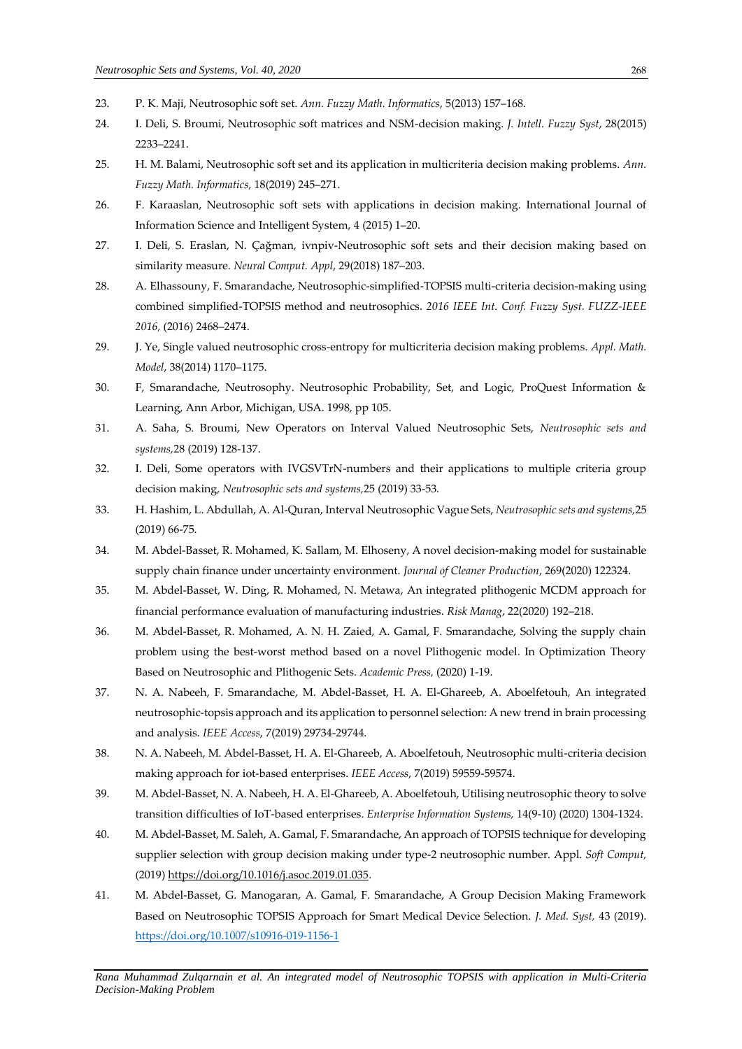23. P. K. Maji, Neutrosophic soft set. *Ann. Fuzzy Math. Informatics*, 5(2013) 157–168.
24. I. Deli, S. Broumi, Neutrosophic soft matrices and NSM-decision making. *J. Intell. Fuzzy Syst*, 28(2015) 2233–2241.
25. H. M. Balami, Neutrosophic soft set and its application in multicriteria decision making problems. *Ann. Fuzzy Math. Informatics*, 18(2019) 245–271.
26. F. Karaaslan, Neutrosophic soft sets with applications in decision making. International Journal of Information Science and Intelligent System, 4 (2015) 1–20.
27. I. Deli, S. Eraslan, N. Çağman, ivnpiv-Neutrosophic soft sets and their decision making based on similarity measure. *Neural Comput. Appl*, 29(2018) 187–203.
28. A. Elhassouny, F. Smarandache, Neutrosophic-simplified-TOPSIS multi-criteria decision-making using combined simplified-TOPSIS method and neutrosophics. *2016 IEEE Int. Conf. Fuzzy Syst. FUZZ-IEEE 2016,* (2016) 2468–2474.
29. J. Ye, Single valued neutrosophic cross-entropy for multicriteria decision making problems. *Appl. Math. Model*, 38(2014) 1170–1175.
30. F, Smarandache, Neutrosophy. Neutrosophic Probability, Set, and Logic, ProQuest Information & Learning, Ann Arbor, Michigan, USA. 1998, pp 105.
31. A. Saha, S. Broumi, New Operators on Interval Valued Neutrosophic Sets, *Neutrosophic sets and systems,*28 (2019) 128-137.
32. I. Deli, Some operators with IVGSVTrN-numbers and their applications to multiple criteria group decision making, *Neutrosophic sets and systems,*25 (2019) 33-53.
33. H. Hashim, L. Abdullah, A. Al-Quran, Interval Neutrosophic Vague Sets, *Neutrosophic sets and systems,*25 (2019) 66-75.
34. M. Abdel-Basset, R. Mohamed, K. Sallam, M. Elhoseny, A novel decision-making model for sustainable supply chain finance under uncertainty environment. *Journal of Cleaner Production*, 269(2020) 122324.
35. M. Abdel-Basset, W. Ding, R. Mohamed, N. Metawa, An integrated plithogenic MCDM approach for financial performance evaluation of manufacturing industries. *Risk Manag*, 22(2020) 192–218.
36. M. Abdel-Basset, R. Mohamed, A. N. H. Zaied, A. Gamal, F. Smarandache, Solving the supply chain problem using the best-worst method based on a novel Plithogenic model. In Optimization Theory Based on Neutrosophic and Plithogenic Sets. *Academic Press,* (2020) 1-19.
37. N. A. Nabeeh, F. Smarandache, M. Abdel-Basset, H. A. El-Ghareeb, A. Aboelfetouh, An integrated neutrosophic-topsis approach and its application to personnel selection: A new trend in brain processing and analysis. *IEEE Access*, 7(2019) 29734-29744.
38. N. A. Nabeeh, M. Abdel-Basset, H. A. El-Ghareeb, A. Aboelfetouh, Neutrosophic multi-criteria decision making approach for iot-based enterprises. *IEEE Access*, 7(2019) 59559-59574.
39. M. Abdel-Basset, N. A. Nabeeh, H. A. El-Ghareeb, A. Aboelfetouh, Utilising neutrosophic theory to solve transition difficulties of IoT-based enterprises. *Enterprise Information Systems,* 14(9-10) (2020) 1304-1324.
40. M. Abdel-Basset, M. Saleh, A. Gamal, F. Smarandache, An approach of TOPSIS technique for developing supplier selection with group decision making under type-2 neutrosophic number. Appl. *Soft Comput,* (2019) https://doi.org/10.1016/j.asoc.2019.01.035.
41. M. Abdel-Basset, G. Manogaran, A. Gamal, F. Smarandache, A Group Decision Making Framework Based on Neutrosophic TOPSIS Approach for Smart Medical Device Selection. *J. Med. Syst,* 43 (2019). https://doi.org/10.1007/s10916-019-1156-1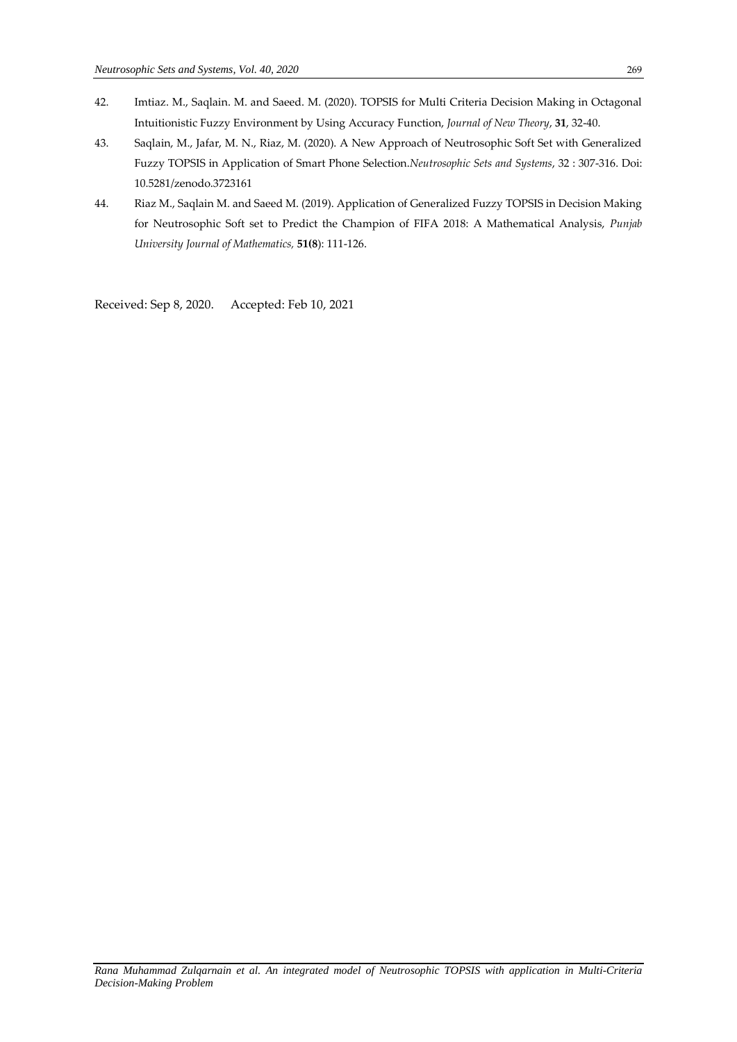42. Imtiaz. M., Saqlain. M. and Saeed. M. (2020). TOPSIS for Multi Criteria Decision Making in Octagonal Intuitionistic Fuzzy Environment by Using Accuracy Function, *Journal of New Theory*, **31**, 32-40.
43. Saqlain, M., Jafar, M. N., Riaz, M. (2020). A New Approach of Neutrosophic Soft Set with Generalized Fuzzy TOPSIS in Application of Smart Phone Selection.*Neutrosophic Sets and Systems*, 32 : 307-316. Doi: 10.5281/zenodo.3723161
44. Riaz M., Saqlain M. and Saeed M. (2019). Application of Generalized Fuzzy TOPSIS in Decision Making for Neutrosophic Soft set to Predict the Champion of FIFA 2018: A Mathematical Analysis, *Punjab University Journal of Mathematics,* **51(8**): 111-126.

Received: Sep 8, 2020. Accepted: Feb 10, 2021